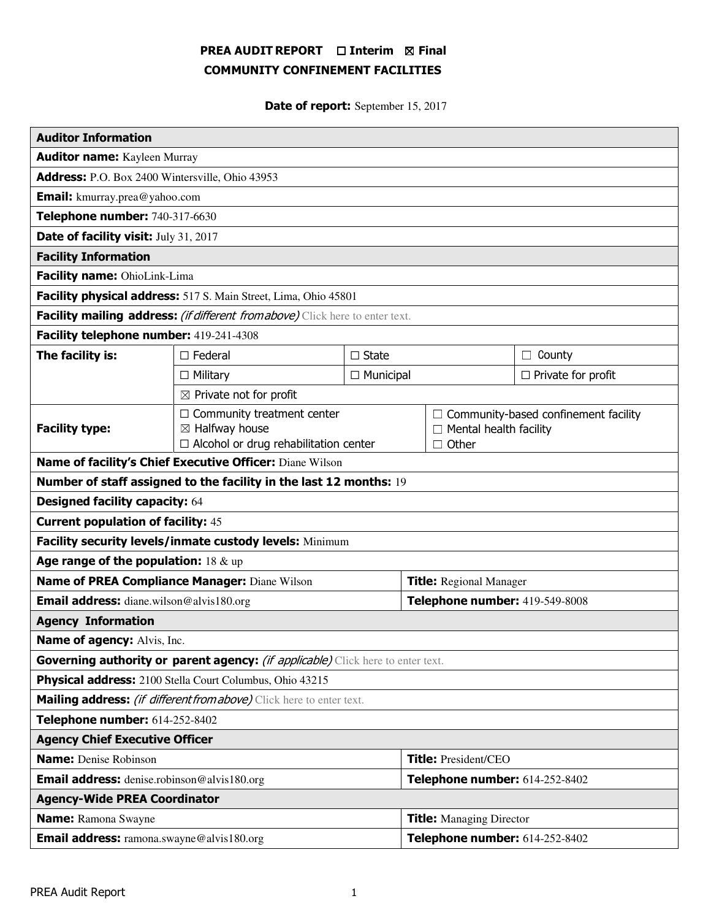# PREA AUDIT REPORT ☐ Interim ☒ Final
## COMMUNITY CONFINEMENT FACILITIES

**Date of report:** September 15, 2017

| **Auditor Information** | | | |
|---|---|---|---|
| **Auditor name:** Kayleen Murray | | | |
| **Address:** P.O. Box 2400 Wintersville, Ohio 43953 | | | |
| **Email:** kmurray.prea@yahoo.com | | | |
| **Telephone number:** 740-317-6630 | | | |
| **Date of facility visit:** July 31, 2017 | | | |
| **Facility Information** | | | |
| **Facility name:** OhioLink-Lima | | | |
| **Facility physical address:** 517 S. Main Street, Lima, Ohio 45801 | | | |
| **Facility mailing address:** *(if different from above)* Click here to enter text. | | | |
| **Facility telephone number:** 419-241-4308 | | | |
| **The facility is:** | ☐ Federal | ☐ State | ☐ County |
| | ☐ Military | ☐ Municipal | ☐ Private for profit |
| | ☒ Private not for profit | | |
| **Facility type:** | ☐ Community treatment center<br>☒ Halfway house<br>☐ Alcohol or drug rehabilitation center | ☐ Community-based confinement facility<br>☐ Mental health facility<br>☐ Other | |
| **Name of facility's Chief Executive Officer:** Diane Wilson | | | |
| **Number of staff assigned to the facility in the last 12 months:** 19 | | | |
| **Designed facility capacity:** 64 | | | |
| **Current population of facility:** 45 | | | |
| **Facility security levels/inmate custody levels:** Minimum | | | |
| **Age range of the population:** 18 & up | | | |
| **Name of PREA Compliance Manager:** Diane Wilson | | **Title:** Regional Manager | |
| **Email address:** diane.wilson@alvis180.org | | **Telephone number:** 419-549-8008 | |
| **Agency Information** | | | |
| **Name of agency:** Alvis, Inc. | | | |
| **Governing authority or parent agency:** *(if applicable)* Click here to enter text. | | | |
| **Physical address:** 2100 Stella Court Columbus, Ohio 43215 | | | |
| **Mailing address:** *(if different from above)* Click here to enter text. | | | |
| **Telephone number:** 614-252-8402 | | | |
| **Agency Chief Executive Officer** | | | |
| **Name:** Denise Robinson | | **Title:** President/CEO | |
| **Email address:** denise.robinson@alvis180.org | | **Telephone number:** 614-252-8402 | |
| **Agency-Wide PREA Coordinator** | | | |
| **Name:** Ramona Swayne | | **Title:** Managing Director | |
| **Email address:** ramona.swayne@alvis180.org | | **Telephone number:** 614-252-8402 | |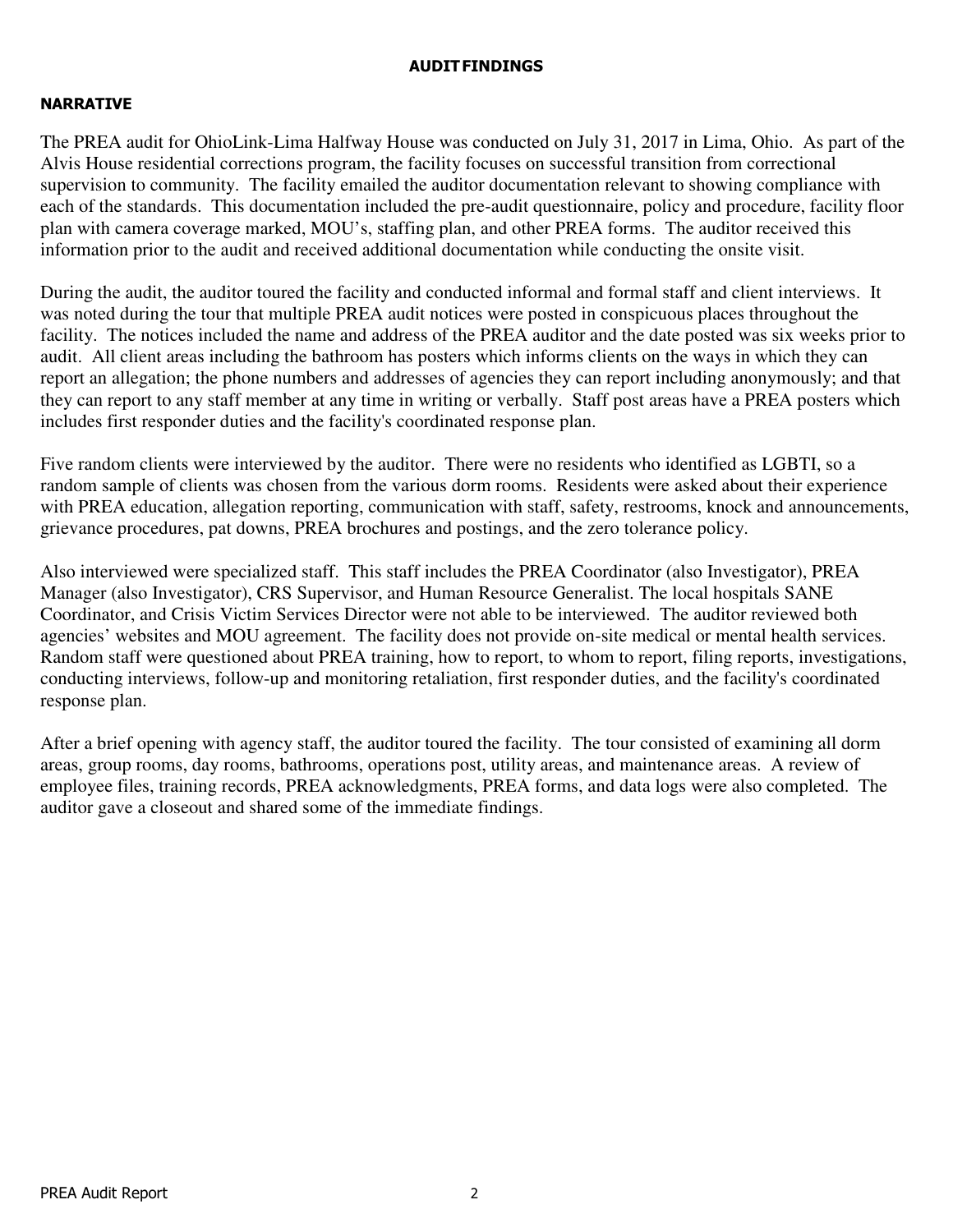## AUDIT FINDINGS

### NARRATIVE

The PREA audit for OhioLink-Lima Halfway House was conducted on July 31, 2017 in Lima, Ohio. As part of the Alvis House residential corrections program, the facility focuses on successful transition from correctional supervision to community. The facility emailed the auditor documentation relevant to showing compliance with each of the standards. This documentation included the pre-audit questionnaire, policy and procedure, facility floor plan with camera coverage marked, MOU's, staffing plan, and other PREA forms. The auditor received this information prior to the audit and received additional documentation while conducting the onsite visit.

During the audit, the auditor toured the facility and conducted informal and formal staff and client interviews. It was noted during the tour that multiple PREA audit notices were posted in conspicuous places throughout the facility. The notices included the name and address of the PREA auditor and the date posted was six weeks prior to audit. All client areas including the bathroom has posters which informs clients on the ways in which they can report an allegation; the phone numbers and addresses of agencies they can report including anonymously; and that they can report to any staff member at any time in writing or verbally. Staff post areas have a PREA posters which includes first responder duties and the facility's coordinated response plan.

Five random clients were interviewed by the auditor. There were no residents who identified as LGBTI, so a random sample of clients was chosen from the various dorm rooms. Residents were asked about their experience with PREA education, allegation reporting, communication with staff, safety, restrooms, knock and announcements, grievance procedures, pat downs, PREA brochures and postings, and the zero tolerance policy.

Also interviewed were specialized staff. This staff includes the PREA Coordinator (also Investigator), PREA Manager (also Investigator), CRS Supervisor, and Human Resource Generalist. The local hospitals SANE Coordinator, and Crisis Victim Services Director were not able to be interviewed. The auditor reviewed both agencies' websites and MOU agreement. The facility does not provide on-site medical or mental health services. Random staff were questioned about PREA training, how to report, to whom to report, filing reports, investigations, conducting interviews, follow-up and monitoring retaliation, first responder duties, and the facility's coordinated response plan.

After a brief opening with agency staff, the auditor toured the facility. The tour consisted of examining all dorm areas, group rooms, day rooms, bathrooms, operations post, utility areas, and maintenance areas. A review of employee files, training records, PREA acknowledgments, PREA forms, and data logs were also completed. The auditor gave a closeout and shared some of the immediate findings.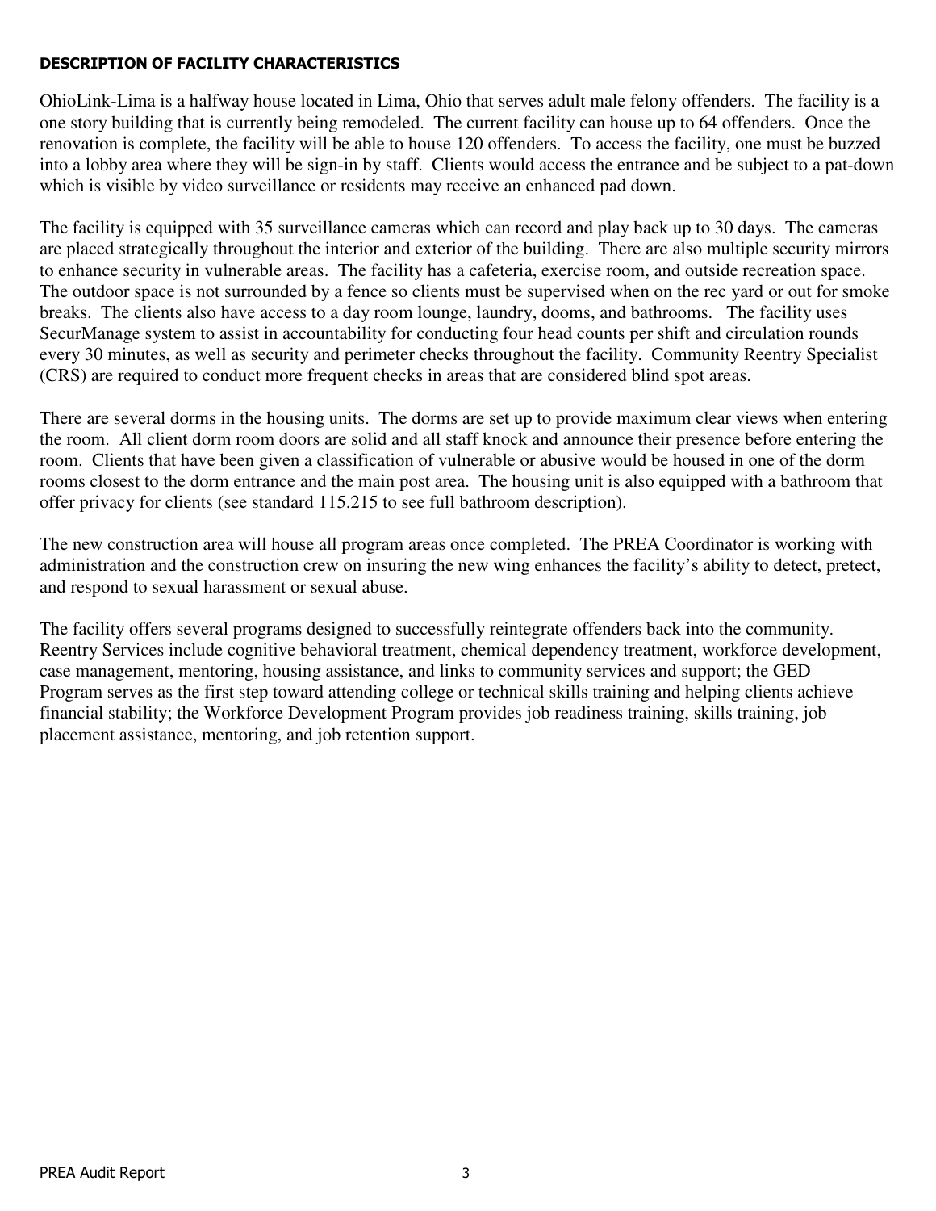**DESCRIPTION OF FACILITY CHARACTERISTICS**

OhioLink-Lima is a halfway house located in Lima, Ohio that serves adult male felony offenders. The facility is a one story building that is currently being remodeled. The current facility can house up to 64 offenders. Once the renovation is complete, the facility will be able to house 120 offenders. To access the facility, one must be buzzed into a lobby area where they will be sign-in by staff. Clients would access the entrance and be subject to a pat-down which is visible by video surveillance or residents may receive an enhanced pad down.

The facility is equipped with 35 surveillance cameras which can record and play back up to 30 days. The cameras are placed strategically throughout the interior and exterior of the building. There are also multiple security mirrors to enhance security in vulnerable areas. The facility has a cafeteria, exercise room, and outside recreation space. The outdoor space is not surrounded by a fence so clients must be supervised when on the rec yard or out for smoke breaks. The clients also have access to a day room lounge, laundry, dooms, and bathrooms. The facility uses SecurManage system to assist in accountability for conducting four head counts per shift and circulation rounds every 30 minutes, as well as security and perimeter checks throughout the facility. Community Reentry Specialist (CRS) are required to conduct more frequent checks in areas that are considered blind spot areas.

There are several dorms in the housing units. The dorms are set up to provide maximum clear views when entering the room. All client dorm room doors are solid and all staff knock and announce their presence before entering the room. Clients that have been given a classification of vulnerable or abusive would be housed in one of the dorm rooms closest to the dorm entrance and the main post area. The housing unit is also equipped with a bathroom that offer privacy for clients (see standard 115.215 to see full bathroom description).

The new construction area will house all program areas once completed. The PREA Coordinator is working with administration and the construction crew on insuring the new wing enhances the facility's ability to detect, pretect, and respond to sexual harassment or sexual abuse.

The facility offers several programs designed to successfully reintegrate offenders back into the community. Reentry Services include cognitive behavioral treatment, chemical dependency treatment, workforce development, case management, mentoring, housing assistance, and links to community services and support; the GED Program serves as the first step toward attending college or technical skills training and helping clients achieve financial stability; the Workforce Development Program provides job readiness training, skills training, job placement assistance, mentoring, and job retention support.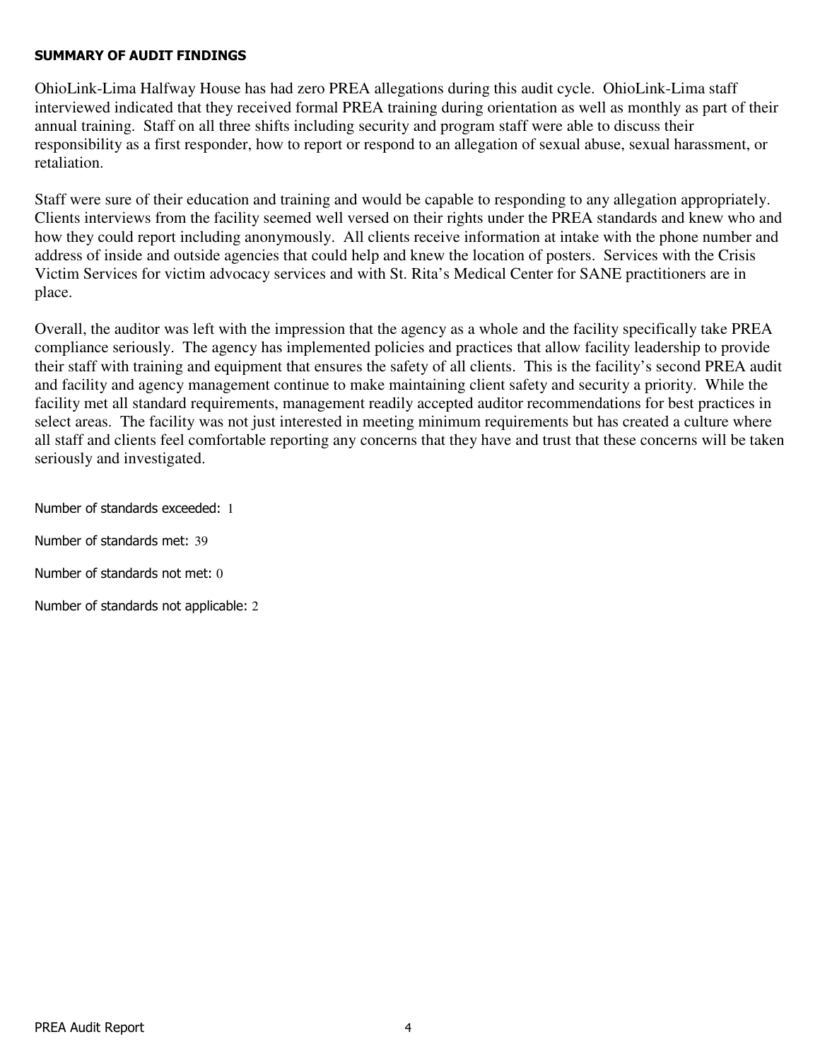## SUMMARY OF AUDIT FINDINGS

OhioLink-Lima Halfway House has had zero PREA allegations during this audit cycle. OhioLink-Lima staff interviewed indicated that they received formal PREA training during orientation as well as monthly as part of their annual training. Staff on all three shifts including security and program staff were able to discuss their responsibility as a first responder, how to report or respond to an allegation of sexual abuse, sexual harassment, or retaliation.

Staff were sure of their education and training and would be capable to responding to any allegation appropriately. Clients interviews from the facility seemed well versed on their rights under the PREA standards and knew who and how they could report including anonymously. All clients receive information at intake with the phone number and address of inside and outside agencies that could help and knew the location of posters. Services with the Crisis Victim Services for victim advocacy services and with St. Rita's Medical Center for SANE practitioners are in place.

Overall, the auditor was left with the impression that the agency as a whole and the facility specifically take PREA compliance seriously. The agency has implemented policies and practices that allow facility leadership to provide their staff with training and equipment that ensures the safety of all clients. This is the facility's second PREA audit and facility and agency management continue to make maintaining client safety and security a priority. While the facility met all standard requirements, management readily accepted auditor recommendations for best practices in select areas. The facility was not just interested in meeting minimum requirements but has created a culture where all staff and clients feel comfortable reporting any concerns that they have and trust that these concerns will be taken seriously and investigated.

Number of standards exceeded: 1

Number of standards met: 39

Number of standards not met: 0

Number of standards not applicable: 2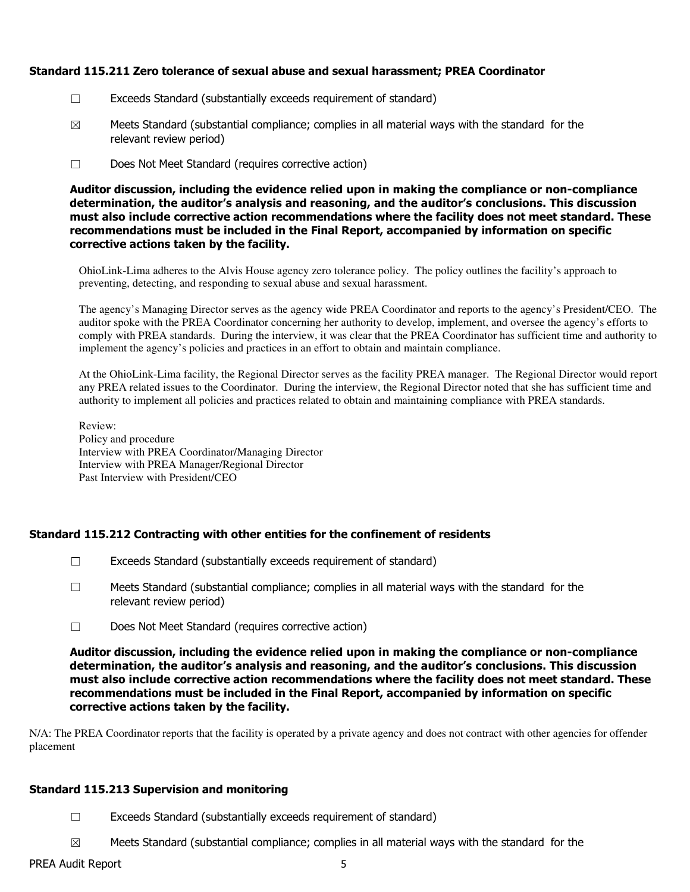### Standard 115.211 Zero tolerance of sexual abuse and sexual harassment; PREA Coordinator

☐ Exceeds Standard (substantially exceeds requirement of standard)

☒ Meets Standard (substantial compliance; complies in all material ways with the standard for the relevant review period)

☐ Does Not Meet Standard (requires corrective action)

**Auditor discussion, including the evidence relied upon in making the compliance or non-compliance determination, the auditor's analysis and reasoning, and the auditor's conclusions. This discussion must also include corrective action recommendations where the facility does not meet standard. These recommendations must be included in the Final Report, accompanied by information on specific corrective actions taken by the facility.**

OhioLink-Lima adheres to the Alvis House agency zero tolerance policy. The policy outlines the facility's approach to preventing, detecting, and responding to sexual abuse and sexual harassment.

The agency's Managing Director serves as the agency wide PREA Coordinator and reports to the agency's President/CEO. The auditor spoke with the PREA Coordinator concerning her authority to develop, implement, and oversee the agency's efforts to comply with PREA standards. During the interview, it was clear that the PREA Coordinator has sufficient time and authority to implement the agency's policies and practices in an effort to obtain and maintain compliance.

At the OhioLink-Lima facility, the Regional Director serves as the facility PREA manager. The Regional Director would report any PREA related issues to the Coordinator. During the interview, the Regional Director noted that she has sufficient time and authority to implement all policies and practices related to obtain and maintaining compliance with PREA standards.

Review:
Policy and procedure
Interview with PREA Coordinator/Managing Director
Interview with PREA Manager/Regional Director
Past Interview with President/CEO

### Standard 115.212 Contracting with other entities for the confinement of residents

☐ Exceeds Standard (substantially exceeds requirement of standard)

☐ Meets Standard (substantial compliance; complies in all material ways with the standard for the relevant review period)

☐ Does Not Meet Standard (requires corrective action)

**Auditor discussion, including the evidence relied upon in making the compliance or non-compliance determination, the auditor's analysis and reasoning, and the auditor's conclusions. This discussion must also include corrective action recommendations where the facility does not meet standard. These recommendations must be included in the Final Report, accompanied by information on specific corrective actions taken by the facility.**

N/A: The PREA Coordinator reports that the facility is operated by a private agency and does not contract with other agencies for offender placement

### Standard 115.213 Supervision and monitoring

☐ Exceeds Standard (substantially exceeds requirement of standard)

☒ Meets Standard (substantial compliance; complies in all material ways with the standard for the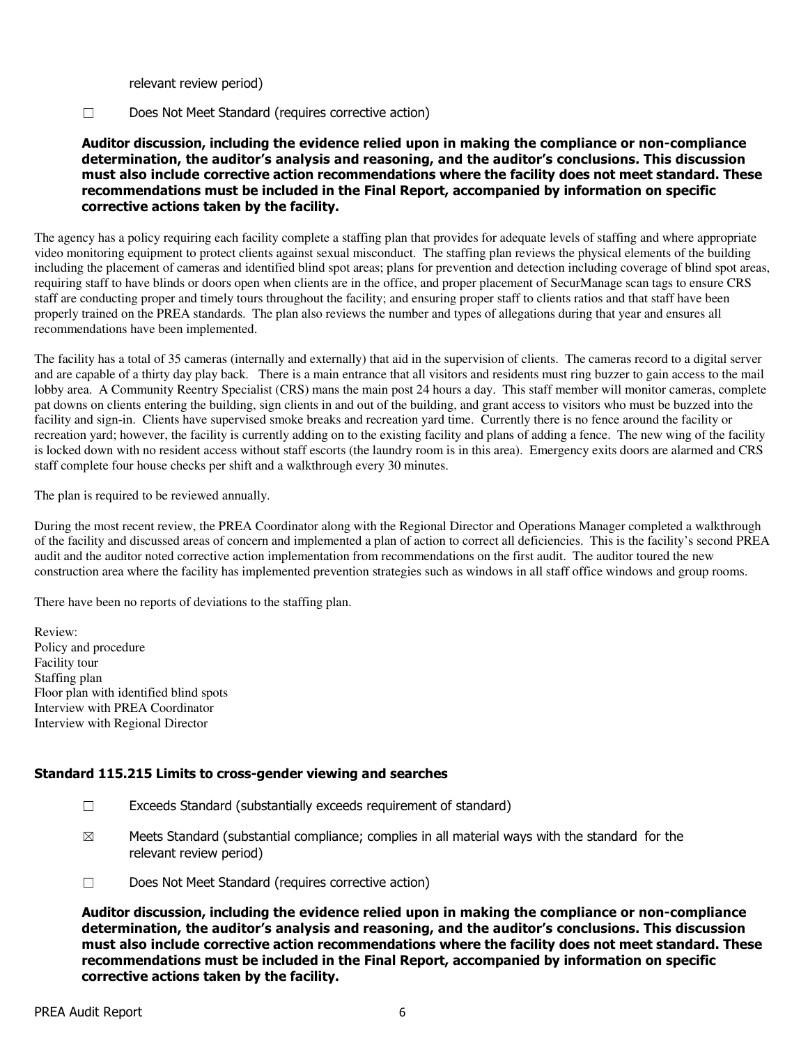relevant review period)

☐ Does Not Meet Standard (requires corrective action)

**Auditor discussion, including the evidence relied upon in making the compliance or non-compliance determination, the auditor's analysis and reasoning, and the auditor's conclusions. This discussion must also include corrective action recommendations where the facility does not meet standard. These recommendations must be included in the Final Report, accompanied by information on specific corrective actions taken by the facility.**

The agency has a policy requiring each facility complete a staffing plan that provides for adequate levels of staffing and where appropriate video monitoring equipment to protect clients against sexual misconduct. The staffing plan reviews the physical elements of the building including the placement of cameras and identified blind spot areas; plans for prevention and detection including coverage of blind spot areas, requiring staff to have blinds or doors open when clients are in the office, and proper placement of SecurManage scan tags to ensure CRS staff are conducting proper and timely tours throughout the facility; and ensuring proper staff to clients ratios and that staff have been properly trained on the PREA standards. The plan also reviews the number and types of allegations during that year and ensures all recommendations have been implemented.

The facility has a total of 35 cameras (internally and externally) that aid in the supervision of clients. The cameras record to a digital server and are capable of a thirty day play back. There is a main entrance that all visitors and residents must ring buzzer to gain access to the mail lobby area. A Community Reentry Specialist (CRS) mans the main post 24 hours a day. This staff member will monitor cameras, complete pat downs on clients entering the building, sign clients in and out of the building, and grant access to visitors who must be buzzed into the facility and sign-in. Clients have supervised smoke breaks and recreation yard time. Currently there is no fence around the facility or recreation yard; however, the facility is currently adding on to the existing facility and plans of adding a fence. The new wing of the facility is locked down with no resident access without staff escorts (the laundry room is in this area). Emergency exits doors are alarmed and CRS staff complete four house checks per shift and a walkthrough every 30 minutes.

The plan is required to be reviewed annually.

During the most recent review, the PREA Coordinator along with the Regional Director and Operations Manager completed a walkthrough of the facility and discussed areas of concern and implemented a plan of action to correct all deficiencies. This is the facility's second PREA audit and the auditor noted corrective action implementation from recommendations on the first audit. The auditor toured the new construction area where the facility has implemented prevention strategies such as windows in all staff office windows and group rooms.

There have been no reports of deviations to the staffing plan.

Review:
Policy and procedure
Facility tour
Staffing plan
Floor plan with identified blind spots
Interview with PREA Coordinator
Interview with Regional Director

### Standard 115.215 Limits to cross-gender viewing and searches

☐ Exceeds Standard (substantially exceeds requirement of standard)

☒ Meets Standard (substantial compliance; complies in all material ways with the standard for the relevant review period)

☐ Does Not Meet Standard (requires corrective action)

**Auditor discussion, including the evidence relied upon in making the compliance or non-compliance determination, the auditor's analysis and reasoning, and the auditor's conclusions. This discussion must also include corrective action recommendations where the facility does not meet standard. These recommendations must be included in the Final Report, accompanied by information on specific corrective actions taken by the facility.**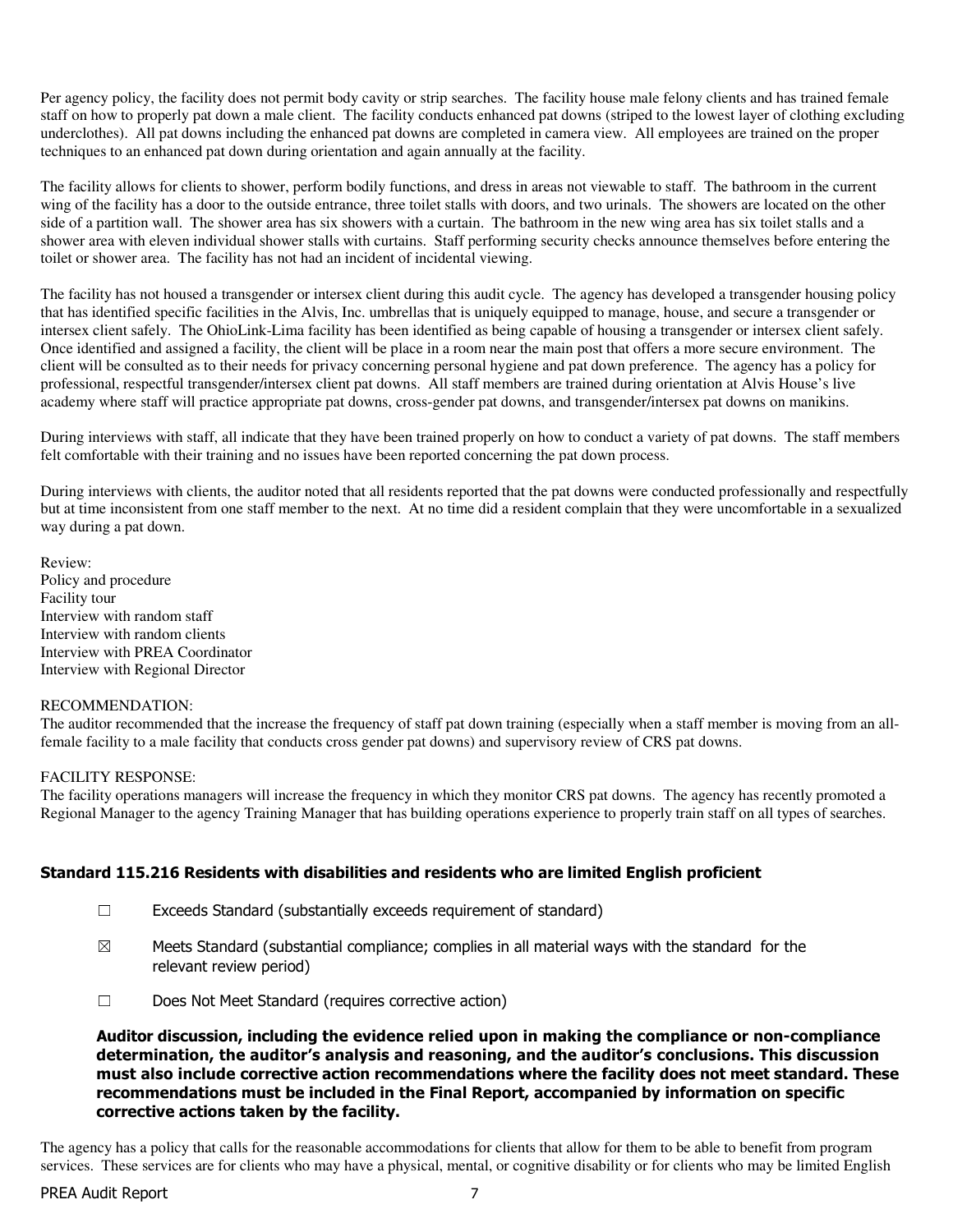Per agency policy, the facility does not permit body cavity or strip searches. The facility house male felony clients and has trained female staff on how to properly pat down a male client. The facility conducts enhanced pat downs (striped to the lowest layer of clothing excluding underclothes). All pat downs including the enhanced pat downs are completed in camera view. All employees are trained on the proper techniques to an enhanced pat down during orientation and again annually at the facility.

The facility allows for clients to shower, perform bodily functions, and dress in areas not viewable to staff. The bathroom in the current wing of the facility has a door to the outside entrance, three toilet stalls with doors, and two urinals. The showers are located on the other side of a partition wall. The shower area has six showers with a curtain. The bathroom in the new wing area has six toilet stalls and a shower area with eleven individual shower stalls with curtains. Staff performing security checks announce themselves before entering the toilet or shower area. The facility has not had an incident of incidental viewing.

The facility has not housed a transgender or intersex client during this audit cycle. The agency has developed a transgender housing policy that has identified specific facilities in the Alvis, Inc. umbrellas that is uniquely equipped to manage, house, and secure a transgender or intersex client safely. The OhioLink-Lima facility has been identified as being capable of housing a transgender or intersex client safely. Once identified and assigned a facility, the client will be place in a room near the main post that offers a more secure environment. The client will be consulted as to their needs for privacy concerning personal hygiene and pat down preference. The agency has a policy for professional, respectful transgender/intersex client pat downs. All staff members are trained during orientation at Alvis House's live academy where staff will practice appropriate pat downs, cross-gender pat downs, and transgender/intersex pat downs on manikins.

During interviews with staff, all indicate that they have been trained properly on how to conduct a variety of pat downs. The staff members felt comfortable with their training and no issues have been reported concerning the pat down process.

During interviews with clients, the auditor noted that all residents reported that the pat downs were conducted professionally and respectfully but at time inconsistent from one staff member to the next. At no time did a resident complain that they were uncomfortable in a sexualized way during a pat down.

Review:
Policy and procedure
Facility tour
Interview with random staff
Interview with random clients
Interview with PREA Coordinator
Interview with Regional Director

RECOMMENDATION:
The auditor recommended that the increase the frequency of staff pat down training (especially when a staff member is moving from an all-female facility to a male facility that conducts cross gender pat downs) and supervisory review of CRS pat downs.

FACILITY RESPONSE:
The facility operations managers will increase the frequency in which they monitor CRS pat downs. The agency has recently promoted a Regional Manager to the agency Training Manager that has building operations experience to properly train staff on all types of searches.

### Standard 115.216 Residents with disabilities and residents who are limited English proficient

☐ Exceeds Standard (substantially exceeds requirement of standard)

☒ Meets Standard (substantial compliance; complies in all material ways with the standard for the relevant review period)

☐ Does Not Meet Standard (requires corrective action)

**Auditor discussion, including the evidence relied upon in making the compliance or non-compliance determination, the auditor's analysis and reasoning, and the auditor's conclusions. This discussion must also include corrective action recommendations where the facility does not meet standard. These recommendations must be included in the Final Report, accompanied by information on specific corrective actions taken by the facility.**

The agency has a policy that calls for the reasonable accommodations for clients that allow for them to be able to benefit from program services. These services are for clients who may have a physical, mental, or cognitive disability or for clients who may be limited English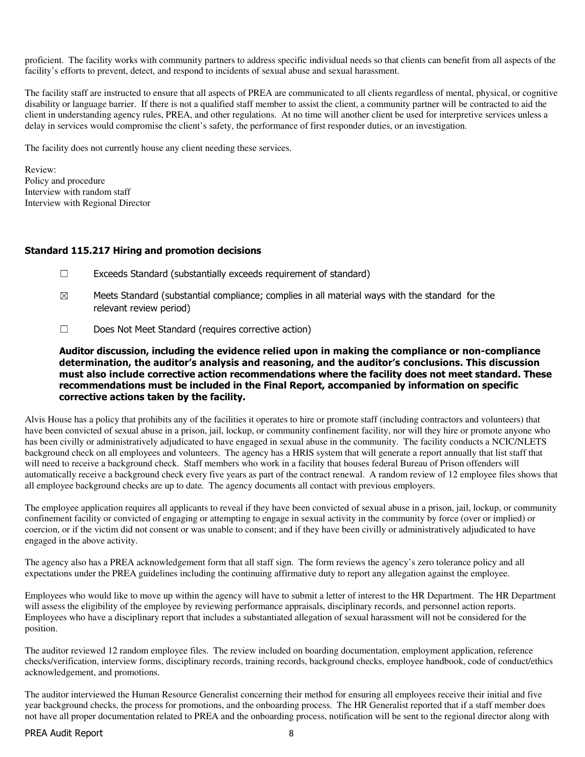proficient. The facility works with community partners to address specific individual needs so that clients can benefit from all aspects of the facility's efforts to prevent, detect, and respond to incidents of sexual abuse and sexual harassment.

The facility staff are instructed to ensure that all aspects of PREA are communicated to all clients regardless of mental, physical, or cognitive disability or language barrier. If there is not a qualified staff member to assist the client, a community partner will be contracted to aid the client in understanding agency rules, PREA, and other regulations. At no time will another client be used for interpretive services unless a delay in services would compromise the client's safety, the performance of first responder duties, or an investigation.

The facility does not currently house any client needing these services.

Review:
Policy and procedure
Interview with random staff
Interview with Regional Director

### Standard 115.217 Hiring and promotion decisions

☐ Exceeds Standard (substantially exceeds requirement of standard)

☒ Meets Standard (substantial compliance; complies in all material ways with the standard for the relevant review period)

☐ Does Not Meet Standard (requires corrective action)

**Auditor discussion, including the evidence relied upon in making the compliance or non-compliance determination, the auditor's analysis and reasoning, and the auditor's conclusions. This discussion must also include corrective action recommendations where the facility does not meet standard. These recommendations must be included in the Final Report, accompanied by information on specific corrective actions taken by the facility.**

Alvis House has a policy that prohibits any of the facilities it operates to hire or promote staff (including contractors and volunteers) that have been convicted of sexual abuse in a prison, jail, lockup, or community confinement facility, nor will they hire or promote anyone who has been civilly or administratively adjudicated to have engaged in sexual abuse in the community. The facility conducts a NCIC/NLETS background check on all employees and volunteers. The agency has a HRIS system that will generate a report annually that list staff that will need to receive a background check. Staff members who work in a facility that houses federal Bureau of Prison offenders will automatically receive a background check every five years as part of the contract renewal. A random review of 12 employee files shows that all employee background checks are up to date. The agency documents all contact with previous employers.

The employee application requires all applicants to reveal if they have been convicted of sexual abuse in a prison, jail, lockup, or community confinement facility or convicted of engaging or attempting to engage in sexual activity in the community by force (over or implied) or coercion, or if the victim did not consent or was unable to consent; and if they have been civilly or administratively adjudicated to have engaged in the above activity.

The agency also has a PREA acknowledgement form that all staff sign. The form reviews the agency's zero tolerance policy and all expectations under the PREA guidelines including the continuing affirmative duty to report any allegation against the employee.

Employees who would like to move up within the agency will have to submit a letter of interest to the HR Department. The HR Department will assess the eligibility of the employee by reviewing performance appraisals, disciplinary records, and personnel action reports. Employees who have a disciplinary report that includes a substantiated allegation of sexual harassment will not be considered for the position.

The auditor reviewed 12 random employee files. The review included on boarding documentation, employment application, reference checks/verification, interview forms, disciplinary records, training records, background checks, employee handbook, code of conduct/ethics acknowledgement, and promotions.

The auditor interviewed the Human Resource Generalist concerning their method for ensuring all employees receive their initial and five year background checks, the process for promotions, and the onboarding process. The HR Generalist reported that if a staff member does not have all proper documentation related to PREA and the onboarding process, notification will be sent to the regional director along with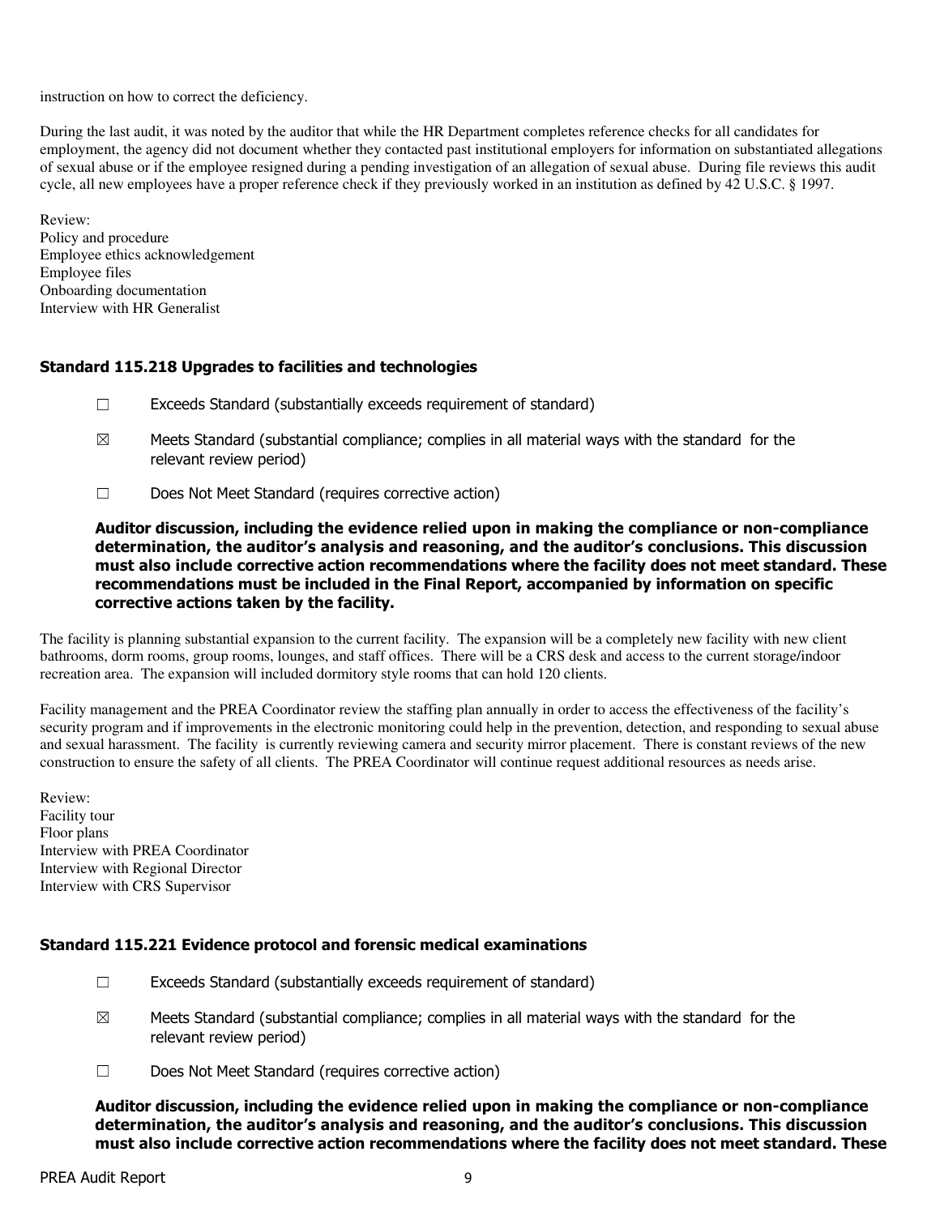instruction on how to correct the deficiency.

During the last audit, it was noted by the auditor that while the HR Department completes reference checks for all candidates for employment, the agency did not document whether they contacted past institutional employers for information on substantiated allegations of sexual abuse or if the employee resigned during a pending investigation of an allegation of sexual abuse. During file reviews this audit cycle, all new employees have a proper reference check if they previously worked in an institution as defined by 42 U.S.C. § 1997.

Review:
Policy and procedure
Employee ethics acknowledgement
Employee files
Onboarding documentation
Interview with HR Generalist

### Standard 115.218 Upgrades to facilities and technologies

☐ Exceeds Standard (substantially exceeds requirement of standard)

☒ Meets Standard (substantial compliance; complies in all material ways with the standard for the relevant review period)

☐ Does Not Meet Standard (requires corrective action)

**Auditor discussion, including the evidence relied upon in making the compliance or non-compliance determination, the auditor's analysis and reasoning, and the auditor's conclusions. This discussion must also include corrective action recommendations where the facility does not meet standard. These recommendations must be included in the Final Report, accompanied by information on specific corrective actions taken by the facility.**

The facility is planning substantial expansion to the current facility. The expansion will be a completely new facility with new client bathrooms, dorm rooms, group rooms, lounges, and staff offices. There will be a CRS desk and access to the current storage/indoor recreation area. The expansion will included dormitory style rooms that can hold 120 clients.

Facility management and the PREA Coordinator review the staffing plan annually in order to access the effectiveness of the facility's security program and if improvements in the electronic monitoring could help in the prevention, detection, and responding to sexual abuse and sexual harassment. The facility is currently reviewing camera and security mirror placement. There is constant reviews of the new construction to ensure the safety of all clients. The PREA Coordinator will continue request additional resources as needs arise.

Review:
Facility tour
Floor plans
Interview with PREA Coordinator
Interview with Regional Director
Interview with CRS Supervisor

### Standard 115.221 Evidence protocol and forensic medical examinations

☐ Exceeds Standard (substantially exceeds requirement of standard)

☒ Meets Standard (substantial compliance; complies in all material ways with the standard for the relevant review period)

☐ Does Not Meet Standard (requires corrective action)

**Auditor discussion, including the evidence relied upon in making the compliance or non-compliance determination, the auditor's analysis and reasoning, and the auditor's conclusions. This discussion must also include corrective action recommendations where the facility does not meet standard. These**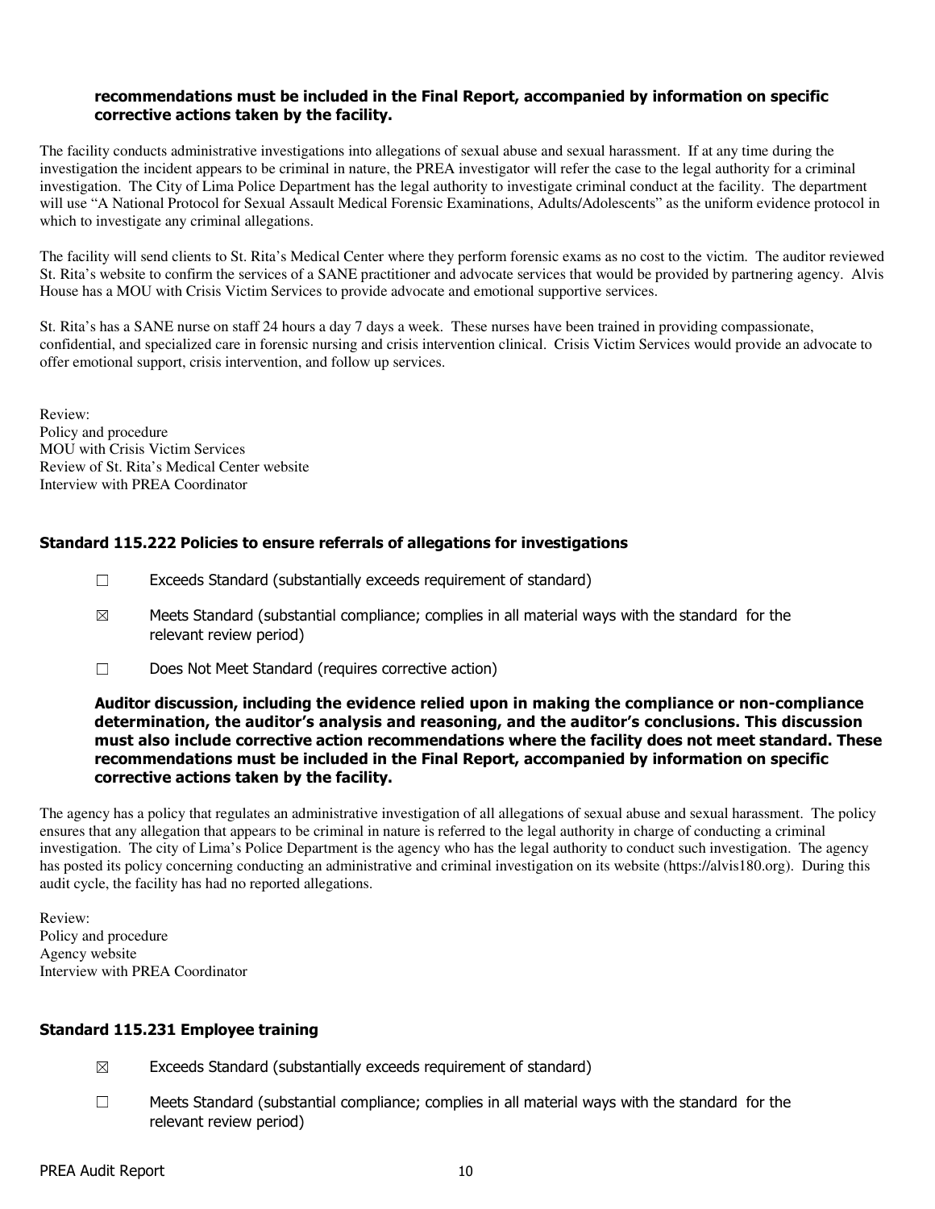**recommendations must be included in the Final Report, accompanied by information on specific corrective actions taken by the facility.**

The facility conducts administrative investigations into allegations of sexual abuse and sexual harassment. If at any time during the investigation the incident appears to be criminal in nature, the PREA investigator will refer the case to the legal authority for a criminal investigation. The City of Lima Police Department has the legal authority to investigate criminal conduct at the facility. The department will use "A National Protocol for Sexual Assault Medical Forensic Examinations, Adults/Adolescents" as the uniform evidence protocol in which to investigate any criminal allegations.

The facility will send clients to St. Rita's Medical Center where they perform forensic exams as no cost to the victim. The auditor reviewed St. Rita's website to confirm the services of a SANE practitioner and advocate services that would be provided by partnering agency. Alvis House has a MOU with Crisis Victim Services to provide advocate and emotional supportive services.

St. Rita's has a SANE nurse on staff 24 hours a day 7 days a week. These nurses have been trained in providing compassionate, confidential, and specialized care in forensic nursing and crisis intervention clinical. Crisis Victim Services would provide an advocate to offer emotional support, crisis intervention, and follow up services.

Review:
Policy and procedure
MOU with Crisis Victim Services
Review of St. Rita's Medical Center website
Interview with PREA Coordinator

### Standard 115.222 Policies to ensure referrals of allegations for investigations

☐ Exceeds Standard (substantially exceeds requirement of standard)

☒ Meets Standard (substantial compliance; complies in all material ways with the standard for the relevant review period)

☐ Does Not Meet Standard (requires corrective action)

**Auditor discussion, including the evidence relied upon in making the compliance or non-compliance determination, the auditor's analysis and reasoning, and the auditor's conclusions. This discussion must also include corrective action recommendations where the facility does not meet standard. These recommendations must be included in the Final Report, accompanied by information on specific corrective actions taken by the facility.**

The agency has a policy that regulates an administrative investigation of all allegations of sexual abuse and sexual harassment. The policy ensures that any allegation that appears to be criminal in nature is referred to the legal authority in charge of conducting a criminal investigation. The city of Lima's Police Department is the agency who has the legal authority to conduct such investigation. The agency has posted its policy concerning conducting an administrative and criminal investigation on its website (https://alvis180.org). During this audit cycle, the facility has had no reported allegations.

Review:
Policy and procedure
Agency website
Interview with PREA Coordinator

### Standard 115.231 Employee training

☒ Exceeds Standard (substantially exceeds requirement of standard)

☐ Meets Standard (substantial compliance; complies in all material ways with the standard for the relevant review period)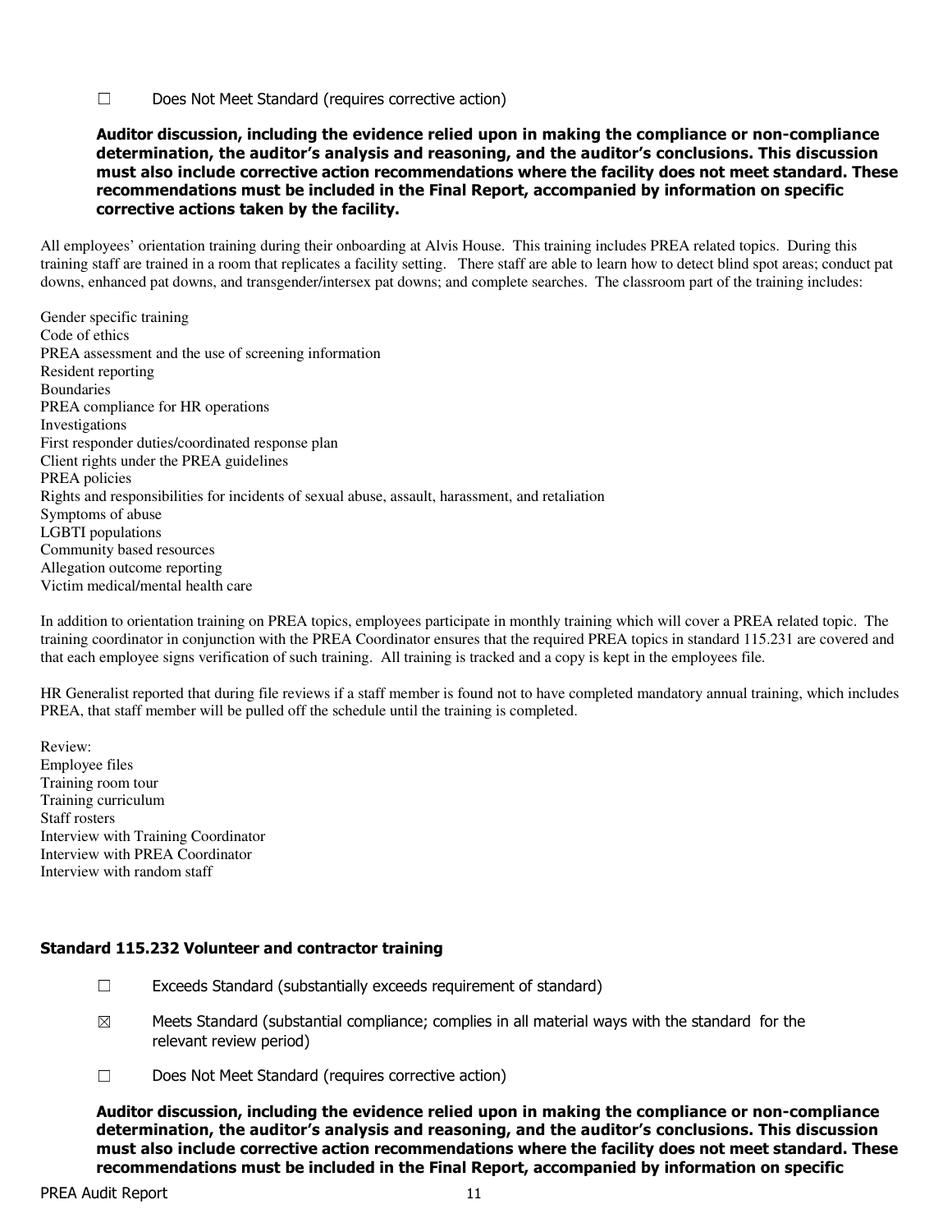☐ Does Not Meet Standard (requires corrective action)

**Auditor discussion, including the evidence relied upon in making the compliance or non-compliance determination, the auditor's analysis and reasoning, and the auditor's conclusions. This discussion must also include corrective action recommendations where the facility does not meet standard. These recommendations must be included in the Final Report, accompanied by information on specific corrective actions taken by the facility.**

All employees' orientation training during their onboarding at Alvis House. This training includes PREA related topics. During this training staff are trained in a room that replicates a facility setting. There staff are able to learn how to detect blind spot areas; conduct pat downs, enhanced pat downs, and transgender/intersex pat downs; and complete searches. The classroom part of the training includes:

Gender specific training
Code of ethics
PREA assessment and the use of screening information
Resident reporting
Boundaries
PREA compliance for HR operations
Investigations
First responder duties/coordinated response plan
Client rights under the PREA guidelines
PREA policies
Rights and responsibilities for incidents of sexual abuse, assault, harassment, and retaliation
Symptoms of abuse
LGBTI populations
Community based resources
Allegation outcome reporting
Victim medical/mental health care

In addition to orientation training on PREA topics, employees participate in monthly training which will cover a PREA related topic. The training coordinator in conjunction with the PREA Coordinator ensures that the required PREA topics in standard 115.231 are covered and that each employee signs verification of such training. All training is tracked and a copy is kept in the employees file.

HR Generalist reported that during file reviews if a staff member is found not to have completed mandatory annual training, which includes PREA, that staff member will be pulled off the schedule until the training is completed.

Review:
Employee files
Training room tour
Training curriculum
Staff rosters
Interview with Training Coordinator
Interview with PREA Coordinator
Interview with random staff

### Standard 115.232 Volunteer and contractor training

☐ Exceeds Standard (substantially exceeds requirement of standard)

☒ Meets Standard (substantial compliance; complies in all material ways with the standard for the relevant review period)

☐ Does Not Meet Standard (requires corrective action)

**Auditor discussion, including the evidence relied upon in making the compliance or non-compliance determination, the auditor's analysis and reasoning, and the auditor's conclusions. This discussion must also include corrective action recommendations where the facility does not meet standard. These recommendations must be included in the Final Report, accompanied by information on specific**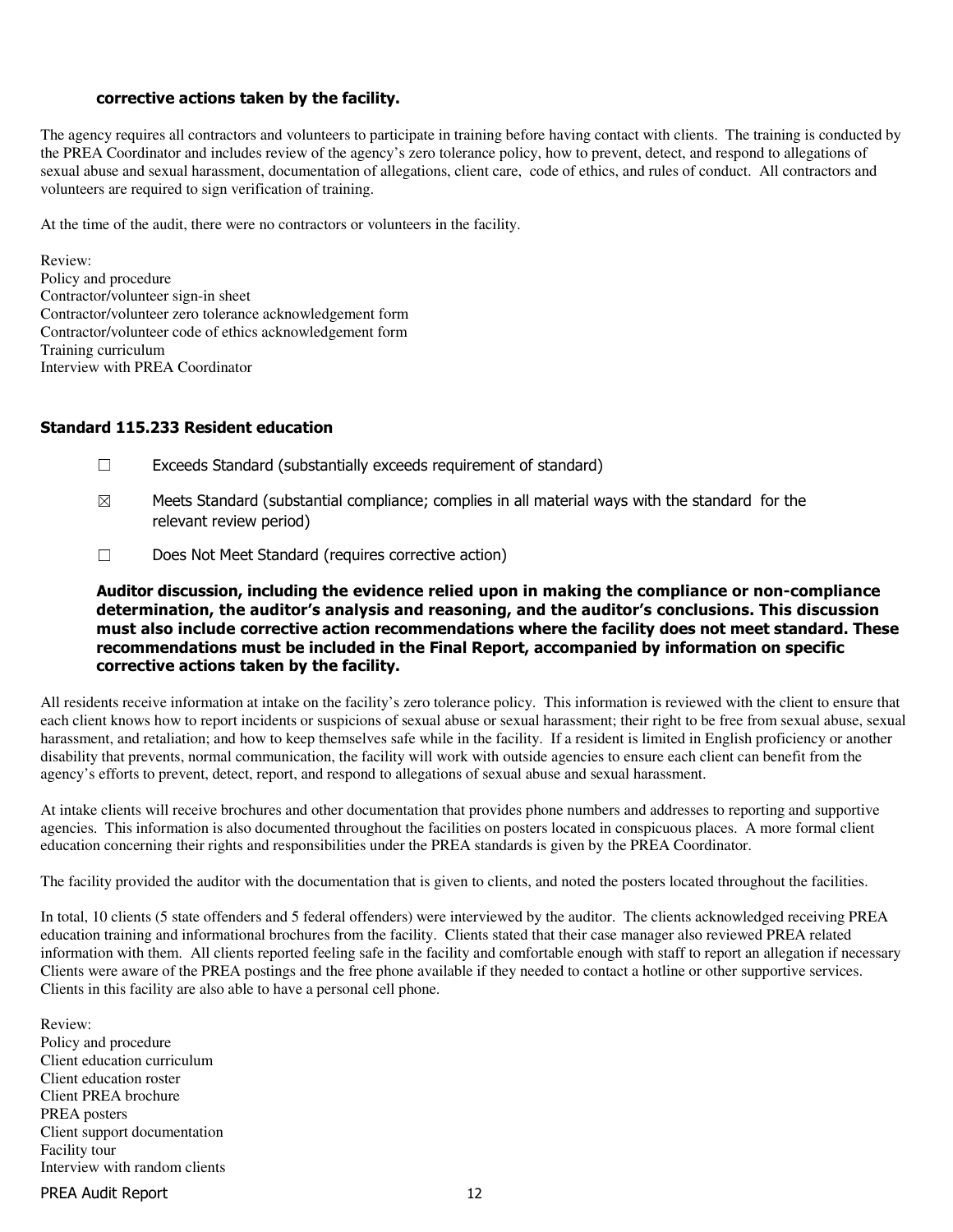**corrective actions taken by the facility.**

The agency requires all contractors and volunteers to participate in training before having contact with clients. The training is conducted by the PREA Coordinator and includes review of the agency's zero tolerance policy, how to prevent, detect, and respond to allegations of sexual abuse and sexual harassment, documentation of allegations, client care, code of ethics, and rules of conduct. All contractors and volunteers are required to sign verification of training.

At the time of the audit, there were no contractors or volunteers in the facility.

Review:
Policy and procedure
Contractor/volunteer sign-in sheet
Contractor/volunteer zero tolerance acknowledgement form
Contractor/volunteer code of ethics acknowledgement form
Training curriculum
Interview with PREA Coordinator

### Standard 115.233 Resident education

☐ Exceeds Standard (substantially exceeds requirement of standard)

☒ Meets Standard (substantial compliance; complies in all material ways with the standard for the relevant review period)

☐ Does Not Meet Standard (requires corrective action)

**Auditor discussion, including the evidence relied upon in making the compliance or non-compliance determination, the auditor's analysis and reasoning, and the auditor's conclusions. This discussion must also include corrective action recommendations where the facility does not meet standard. These recommendations must be included in the Final Report, accompanied by information on specific corrective actions taken by the facility.**

All residents receive information at intake on the facility's zero tolerance policy. This information is reviewed with the client to ensure that each client knows how to report incidents or suspicions of sexual abuse or sexual harassment; their right to be free from sexual abuse, sexual harassment, and retaliation; and how to keep themselves safe while in the facility. If a resident is limited in English proficiency or another disability that prevents, normal communication, the facility will work with outside agencies to ensure each client can benefit from the agency's efforts to prevent, detect, report, and respond to allegations of sexual abuse and sexual harassment.

At intake clients will receive brochures and other documentation that provides phone numbers and addresses to reporting and supportive agencies. This information is also documented throughout the facilities on posters located in conspicuous places. A more formal client education concerning their rights and responsibilities under the PREA standards is given by the PREA Coordinator.

The facility provided the auditor with the documentation that is given to clients, and noted the posters located throughout the facilities.

In total, 10 clients (5 state offenders and 5 federal offenders) were interviewed by the auditor. The clients acknowledged receiving PREA education training and informational brochures from the facility. Clients stated that their case manager also reviewed PREA related information with them. All clients reported feeling safe in the facility and comfortable enough with staff to report an allegation if necessary Clients were aware of the PREA postings and the free phone available if they needed to contact a hotline or other supportive services. Clients in this facility are also able to have a personal cell phone.

Review:
Policy and procedure
Client education curriculum
Client education roster
Client PREA brochure
PREA posters
Client support documentation
Facility tour
Interview with random clients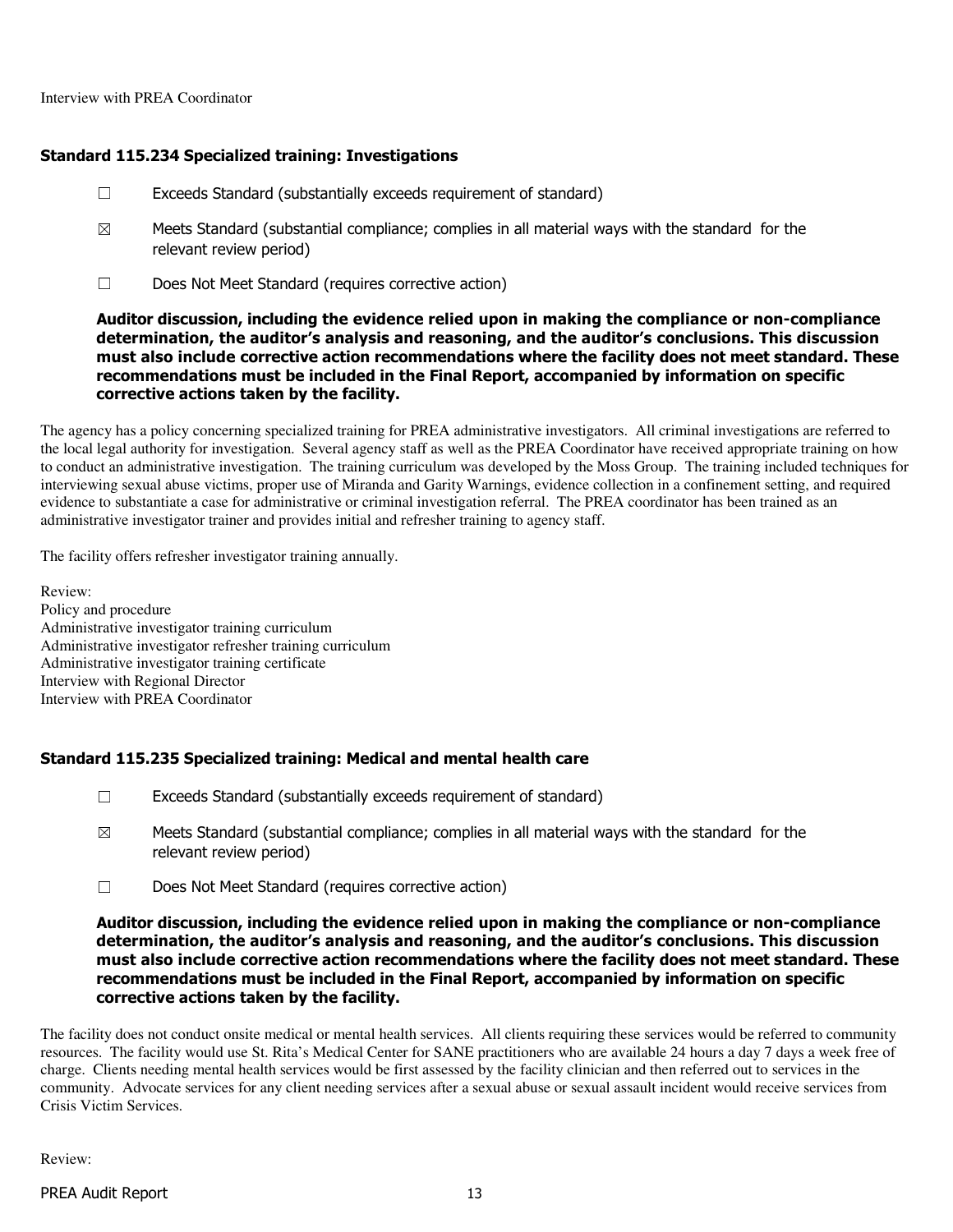Interview with PREA Coordinator

### Standard 115.234 Specialized training: Investigations

☐ Exceeds Standard (substantially exceeds requirement of standard)

☒ Meets Standard (substantial compliance; complies in all material ways with the standard for the relevant review period)

☐ Does Not Meet Standard (requires corrective action)

**Auditor discussion, including the evidence relied upon in making the compliance or non-compliance determination, the auditor's analysis and reasoning, and the auditor's conclusions. This discussion must also include corrective action recommendations where the facility does not meet standard. These recommendations must be included in the Final Report, accompanied by information on specific corrective actions taken by the facility.**

The agency has a policy concerning specialized training for PREA administrative investigators. All criminal investigations are referred to the local legal authority for investigation. Several agency staff as well as the PREA Coordinator have received appropriate training on how to conduct an administrative investigation. The training curriculum was developed by the Moss Group. The training included techniques for interviewing sexual abuse victims, proper use of Miranda and Garity Warnings, evidence collection in a confinement setting, and required evidence to substantiate a case for administrative or criminal investigation referral. The PREA coordinator has been trained as an administrative investigator trainer and provides initial and refresher training to agency staff.

The facility offers refresher investigator training annually.

Review:
Policy and procedure
Administrative investigator training curriculum
Administrative investigator refresher training curriculum
Administrative investigator training certificate
Interview with Regional Director
Interview with PREA Coordinator

### Standard 115.235 Specialized training: Medical and mental health care

☐ Exceeds Standard (substantially exceeds requirement of standard)

☒ Meets Standard (substantial compliance; complies in all material ways with the standard for the relevant review period)

☐ Does Not Meet Standard (requires corrective action)

**Auditor discussion, including the evidence relied upon in making the compliance or non-compliance determination, the auditor's analysis and reasoning, and the auditor's conclusions. This discussion must also include corrective action recommendations where the facility does not meet standard. These recommendations must be included in the Final Report, accompanied by information on specific corrective actions taken by the facility.**

The facility does not conduct onsite medical or mental health services. All clients requiring these services would be referred to community resources. The facility would use St. Rita's Medical Center for SANE practitioners who are available 24 hours a day 7 days a week free of charge. Clients needing mental health services would be first assessed by the facility clinician and then referred out to services in the community. Advocate services for any client needing services after a sexual abuse or sexual assault incident would receive services from Crisis Victim Services.

Review: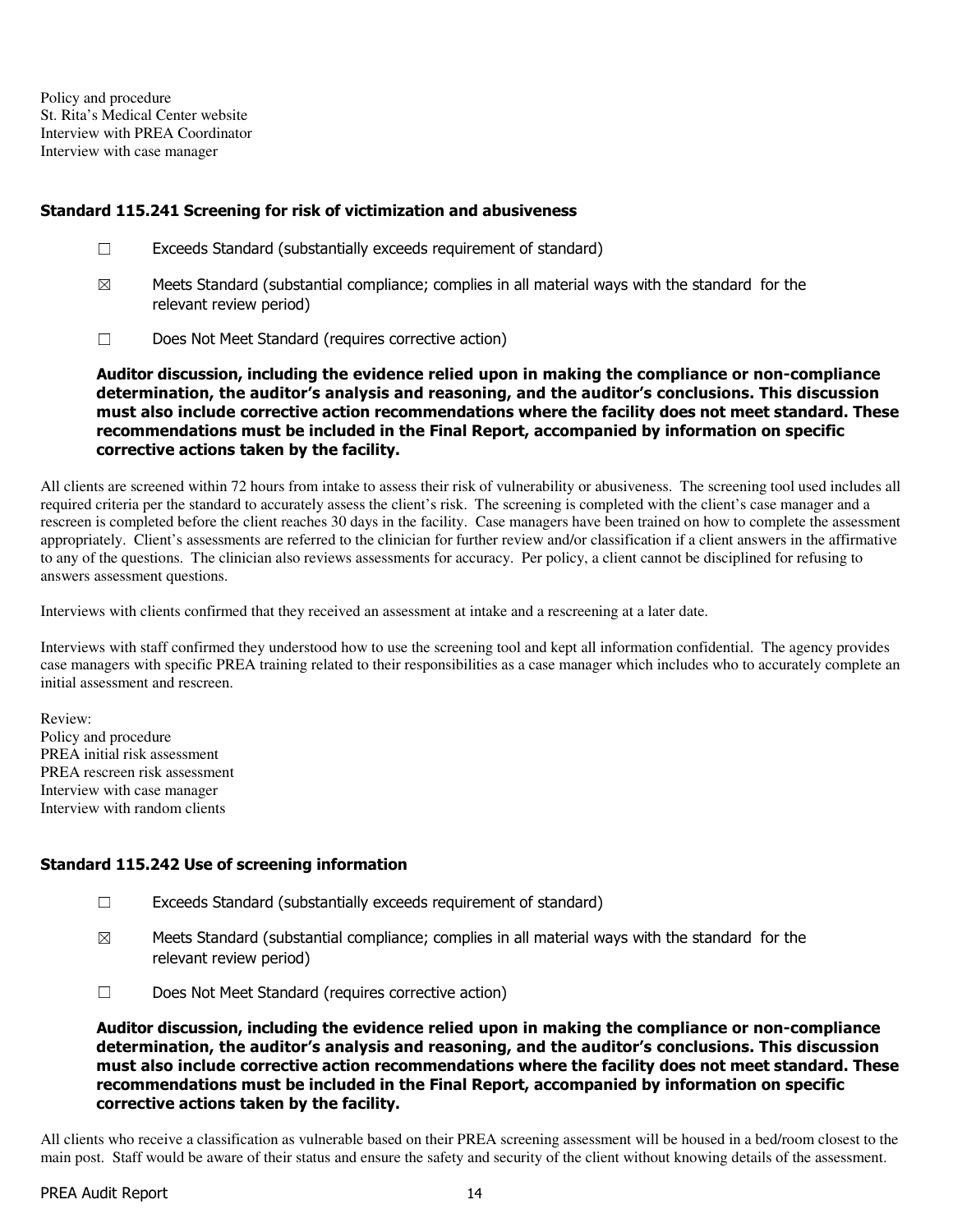Policy and procedure
St. Rita's Medical Center website
Interview with PREA Coordinator
Interview with case manager

### Standard 115.241 Screening for risk of victimization and abusiveness

☐ Exceeds Standard (substantially exceeds requirement of standard)

☒ Meets Standard (substantial compliance; complies in all material ways with the standard for the relevant review period)

☐ Does Not Meet Standard (requires corrective action)

**Auditor discussion, including the evidence relied upon in making the compliance or non-compliance determination, the auditor's analysis and reasoning, and the auditor's conclusions. This discussion must also include corrective action recommendations where the facility does not meet standard. These recommendations must be included in the Final Report, accompanied by information on specific corrective actions taken by the facility.**

All clients are screened within 72 hours from intake to assess their risk of vulnerability or abusiveness. The screening tool used includes all required criteria per the standard to accurately assess the client's risk. The screening is completed with the client's case manager and a rescreen is completed before the client reaches 30 days in the facility. Case managers have been trained on how to complete the assessment appropriately. Client's assessments are referred to the clinician for further review and/or classification if a client answers in the affirmative to any of the questions. The clinician also reviews assessments for accuracy. Per policy, a client cannot be disciplined for refusing to answers assessment questions.

Interviews with clients confirmed that they received an assessment at intake and a rescreening at a later date.

Interviews with staff confirmed they understood how to use the screening tool and kept all information confidential. The agency provides case managers with specific PREA training related to their responsibilities as a case manager which includes who to accurately complete an initial assessment and rescreen.

Review:
Policy and procedure
PREA initial risk assessment
PREA rescreen risk assessment
Interview with case manager
Interview with random clients

### Standard 115.242 Use of screening information

☐ Exceeds Standard (substantially exceeds requirement of standard)

☒ Meets Standard (substantial compliance; complies in all material ways with the standard for the relevant review period)

☐ Does Not Meet Standard (requires corrective action)

**Auditor discussion, including the evidence relied upon in making the compliance or non-compliance determination, the auditor's analysis and reasoning, and the auditor's conclusions. This discussion must also include corrective action recommendations where the facility does not meet standard. These recommendations must be included in the Final Report, accompanied by information on specific corrective actions taken by the facility.**

All clients who receive a classification as vulnerable based on their PREA screening assessment will be housed in a bed/room closest to the main post. Staff would be aware of their status and ensure the safety and security of the client without knowing details of the assessment.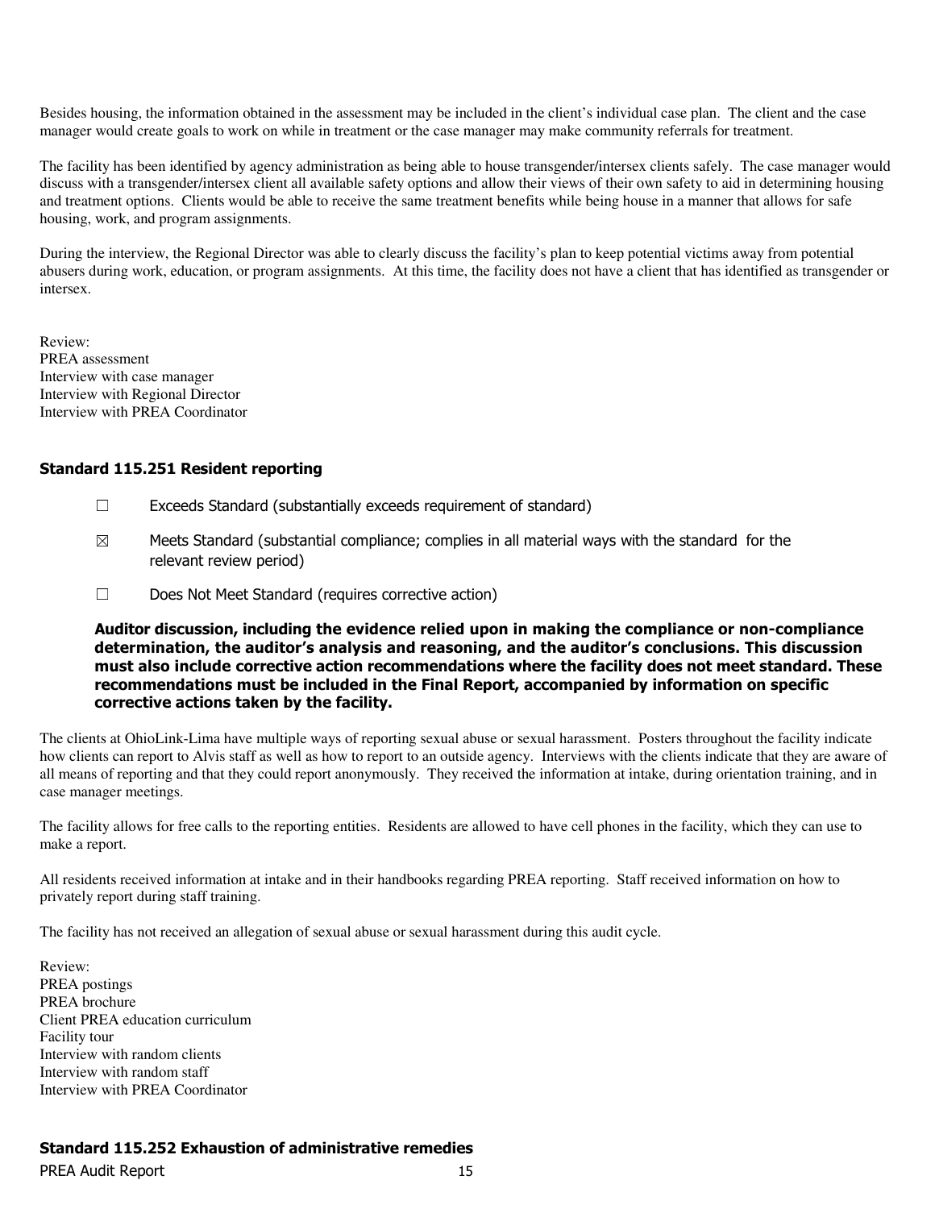Besides housing, the information obtained in the assessment may be included in the client's individual case plan. The client and the case manager would create goals to work on while in treatment or the case manager may make community referrals for treatment.

The facility has been identified by agency administration as being able to house transgender/intersex clients safely. The case manager would discuss with a transgender/intersex client all available safety options and allow their views of their own safety to aid in determining housing and treatment options. Clients would be able to receive the same treatment benefits while being house in a manner that allows for safe housing, work, and program assignments.

During the interview, the Regional Director was able to clearly discuss the facility's plan to keep potential victims away from potential abusers during work, education, or program assignments. At this time, the facility does not have a client that has identified as transgender or intersex.

Review:
PREA assessment
Interview with case manager
Interview with Regional Director
Interview with PREA Coordinator

### Standard 115.251 Resident reporting

☐ Exceeds Standard (substantially exceeds requirement of standard)

☒ Meets Standard (substantial compliance; complies in all material ways with the standard for the relevant review period)

☐ Does Not Meet Standard (requires corrective action)

**Auditor discussion, including the evidence relied upon in making the compliance or non-compliance determination, the auditor's analysis and reasoning, and the auditor's conclusions. This discussion must also include corrective action recommendations where the facility does not meet standard. These recommendations must be included in the Final Report, accompanied by information on specific corrective actions taken by the facility.**

The clients at OhioLink-Lima have multiple ways of reporting sexual abuse or sexual harassment. Posters throughout the facility indicate how clients can report to Alvis staff as well as how to report to an outside agency. Interviews with the clients indicate that they are aware of all means of reporting and that they could report anonymously. They received the information at intake, during orientation training, and in case manager meetings.

The facility allows for free calls to the reporting entities. Residents are allowed to have cell phones in the facility, which they can use to make a report.

All residents received information at intake and in their handbooks regarding PREA reporting. Staff received information on how to privately report during staff training.

The facility has not received an allegation of sexual abuse or sexual harassment during this audit cycle.

Review:
PREA postings
PREA brochure
Client PREA education curriculum
Facility tour
Interview with random clients
Interview with random staff
Interview with PREA Coordinator

### Standard 115.252 Exhaustion of administrative remedies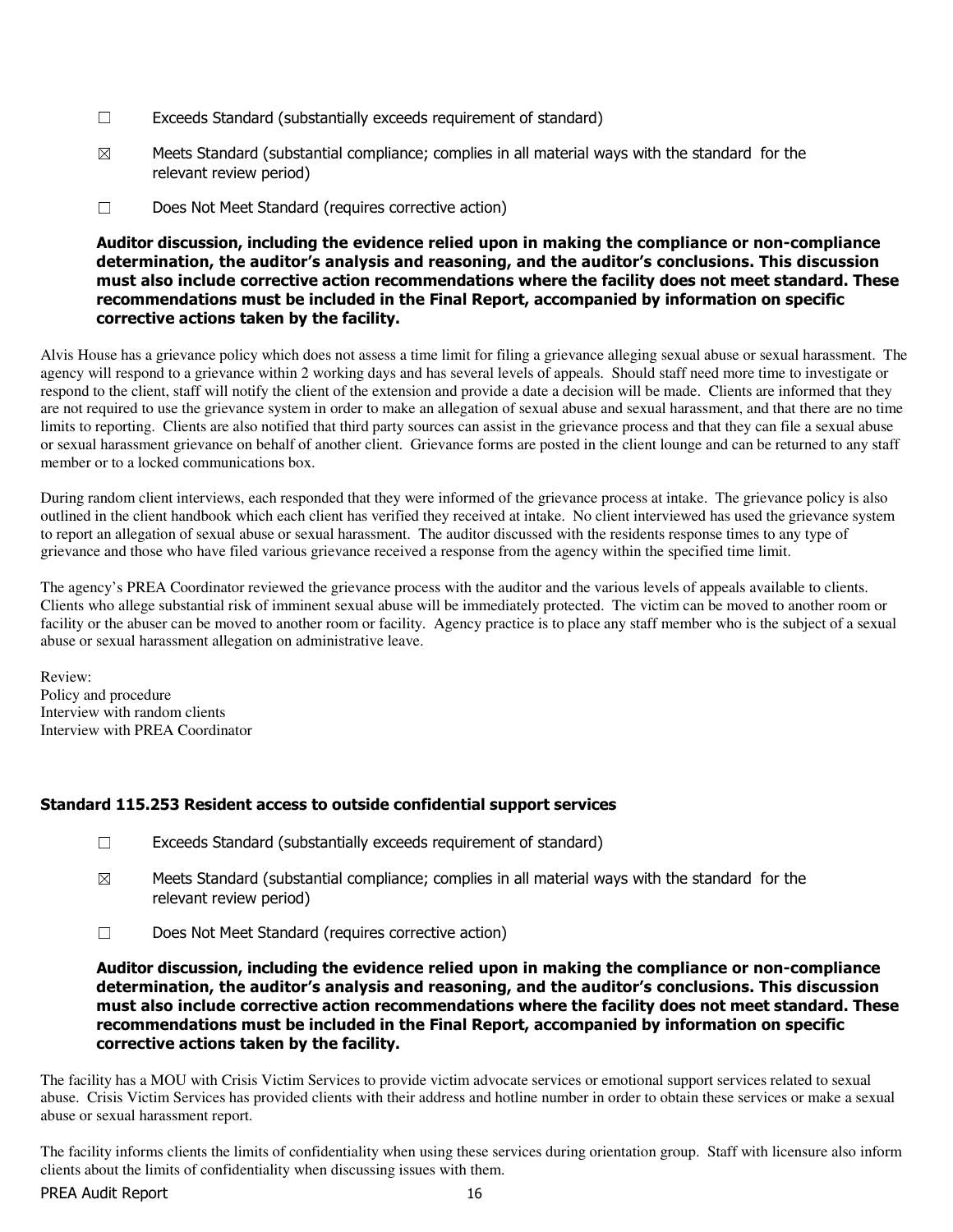☐ Exceeds Standard (substantially exceeds requirement of standard)

☒ Meets Standard (substantial compliance; complies in all material ways with the standard for the relevant review period)

☐ Does Not Meet Standard (requires corrective action)

**Auditor discussion, including the evidence relied upon in making the compliance or non-compliance determination, the auditor's analysis and reasoning, and the auditor's conclusions. This discussion must also include corrective action recommendations where the facility does not meet standard. These recommendations must be included in the Final Report, accompanied by information on specific corrective actions taken by the facility.**

Alvis House has a grievance policy which does not assess a time limit for filing a grievance alleging sexual abuse or sexual harassment. The agency will respond to a grievance within 2 working days and has several levels of appeals. Should staff need more time to investigate or respond to the client, staff will notify the client of the extension and provide a date a decision will be made. Clients are informed that they are not required to use the grievance system in order to make an allegation of sexual abuse and sexual harassment, and that there are no time limits to reporting. Clients are also notified that third party sources can assist in the grievance process and that they can file a sexual abuse or sexual harassment grievance on behalf of another client. Grievance forms are posted in the client lounge and can be returned to any staff member or to a locked communications box.

During random client interviews, each responded that they were informed of the grievance process at intake. The grievance policy is also outlined in the client handbook which each client has verified they received at intake. No client interviewed has used the grievance system to report an allegation of sexual abuse or sexual harassment. The auditor discussed with the residents response times to any type of grievance and those who have filed various grievance received a response from the agency within the specified time limit.

The agency's PREA Coordinator reviewed the grievance process with the auditor and the various levels of appeals available to clients. Clients who allege substantial risk of imminent sexual abuse will be immediately protected. The victim can be moved to another room or facility or the abuser can be moved to another room or facility. Agency practice is to place any staff member who is the subject of a sexual abuse or sexual harassment allegation on administrative leave.

Review:
Policy and procedure
Interview with random clients
Interview with PREA Coordinator

### Standard 115.253 Resident access to outside confidential support services

☐ Exceeds Standard (substantially exceeds requirement of standard)

☒ Meets Standard (substantial compliance; complies in all material ways with the standard for the relevant review period)

☐ Does Not Meet Standard (requires corrective action)

**Auditor discussion, including the evidence relied upon in making the compliance or non-compliance determination, the auditor's analysis and reasoning, and the auditor's conclusions. This discussion must also include corrective action recommendations where the facility does not meet standard. These recommendations must be included in the Final Report, accompanied by information on specific corrective actions taken by the facility.**

The facility has a MOU with Crisis Victim Services to provide victim advocate services or emotional support services related to sexual abuse. Crisis Victim Services has provided clients with their address and hotline number in order to obtain these services or make a sexual abuse or sexual harassment report.

The facility informs clients the limits of confidentiality when using these services during orientation group. Staff with licensure also inform clients about the limits of confidentiality when discussing issues with them.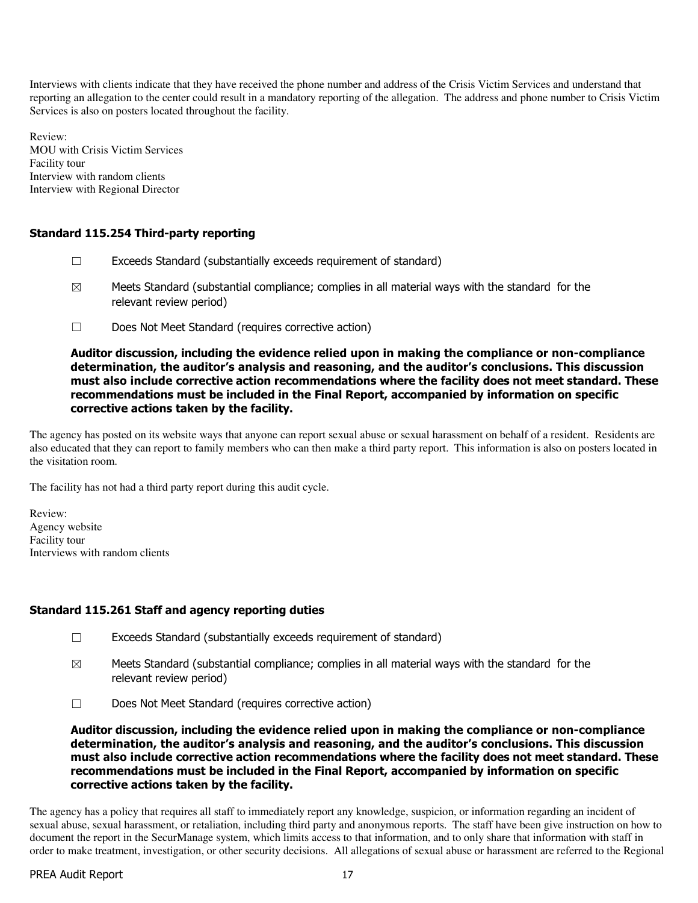Interviews with clients indicate that they have received the phone number and address of the Crisis Victim Services and understand that reporting an allegation to the center could result in a mandatory reporting of the allegation. The address and phone number to Crisis Victim Services is also on posters located throughout the facility.

Review:
MOU with Crisis Victim Services
Facility tour
Interview with random clients
Interview with Regional Director

### Standard 115.254 Third-party reporting

☐ Exceeds Standard (substantially exceeds requirement of standard)

☒ Meets Standard (substantial compliance; complies in all material ways with the standard for the relevant review period)

☐ Does Not Meet Standard (requires corrective action)

**Auditor discussion, including the evidence relied upon in making the compliance or non-compliance determination, the auditor's analysis and reasoning, and the auditor's conclusions. This discussion must also include corrective action recommendations where the facility does not meet standard. These recommendations must be included in the Final Report, accompanied by information on specific corrective actions taken by the facility.**

The agency has posted on its website ways that anyone can report sexual abuse or sexual harassment on behalf of a resident. Residents are also educated that they can report to family members who can then make a third party report. This information is also on posters located in the visitation room.

The facility has not had a third party report during this audit cycle.

Review:
Agency website
Facility tour
Interviews with random clients

### Standard 115.261 Staff and agency reporting duties

☐ Exceeds Standard (substantially exceeds requirement of standard)

☒ Meets Standard (substantial compliance; complies in all material ways with the standard for the relevant review period)

☐ Does Not Meet Standard (requires corrective action)

**Auditor discussion, including the evidence relied upon in making the compliance or non-compliance determination, the auditor's analysis and reasoning, and the auditor's conclusions. This discussion must also include corrective action recommendations where the facility does not meet standard. These recommendations must be included in the Final Report, accompanied by information on specific corrective actions taken by the facility.**

The agency has a policy that requires all staff to immediately report any knowledge, suspicion, or information regarding an incident of sexual abuse, sexual harassment, or retaliation, including third party and anonymous reports. The staff have been give instruction on how to document the report in the SecurManage system, which limits access to that information, and to only share that information with staff in order to make treatment, investigation, or other security decisions. All allegations of sexual abuse or harassment are referred to the Regional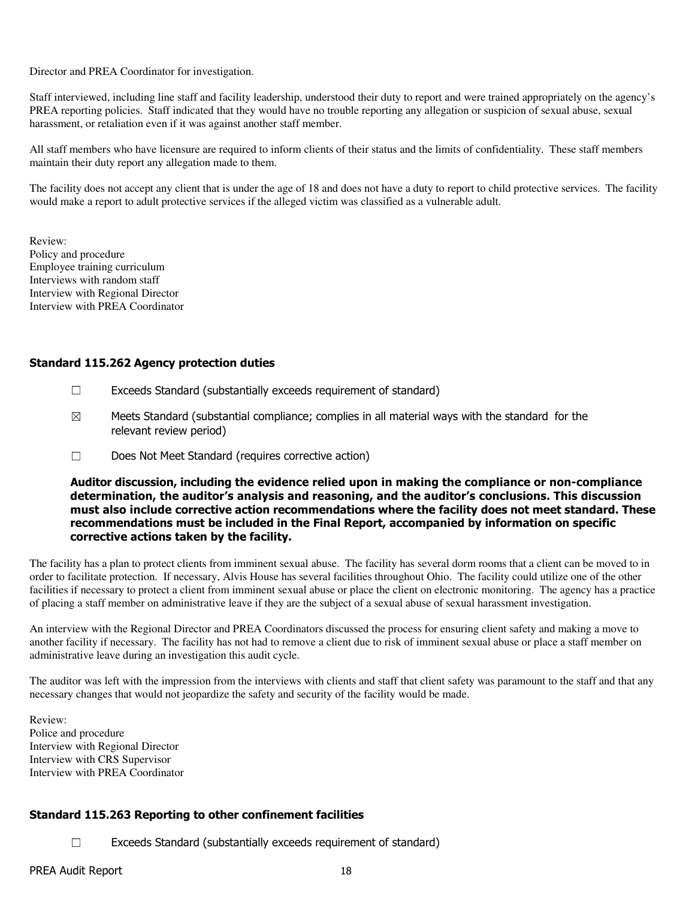Director and PREA Coordinator for investigation.

Staff interviewed, including line staff and facility leadership, understood their duty to report and were trained appropriately on the agency's PREA reporting policies. Staff indicated that they would have no trouble reporting any allegation or suspicion of sexual abuse, sexual harassment, or retaliation even if it was against another staff member.

All staff members who have licensure are required to inform clients of their status and the limits of confidentiality. These staff members maintain their duty report any allegation made to them.

The facility does not accept any client that is under the age of 18 and does not have a duty to report to child protective services. The facility would make a report to adult protective services if the alleged victim was classified as a vulnerable adult.

Review:
Policy and procedure
Employee training curriculum
Interviews with random staff
Interview with Regional Director
Interview with PREA Coordinator

### Standard 115.262 Agency protection duties

☐ Exceeds Standard (substantially exceeds requirement of standard)

☒ Meets Standard (substantial compliance; complies in all material ways with the standard for the relevant review period)

☐ Does Not Meet Standard (requires corrective action)

**Auditor discussion, including the evidence relied upon in making the compliance or non-compliance determination, the auditor's analysis and reasoning, and the auditor's conclusions. This discussion must also include corrective action recommendations where the facility does not meet standard. These recommendations must be included in the Final Report, accompanied by information on specific corrective actions taken by the facility.**

The facility has a plan to protect clients from imminent sexual abuse. The facility has several dorm rooms that a client can be moved to in order to facilitate protection. If necessary, Alvis House has several facilities throughout Ohio. The facility could utilize one of the other facilities if necessary to protect a client from imminent sexual abuse or place the client on electronic monitoring. The agency has a practice of placing a staff member on administrative leave if they are the subject of a sexual abuse of sexual harassment investigation.

An interview with the Regional Director and PREA Coordinators discussed the process for ensuring client safety and making a move to another facility if necessary. The facility has not had to remove a client due to risk of imminent sexual abuse or place a staff member on administrative leave during an investigation this audit cycle.

The auditor was left with the impression from the interviews with clients and staff that client safety was paramount to the staff and that any necessary changes that would not jeopardize the safety and security of the facility would be made.

Review:
Police and procedure
Interview with Regional Director
Interview with CRS Supervisor
Interview with PREA Coordinator

### Standard 115.263 Reporting to other confinement facilities

☐ Exceeds Standard (substantially exceeds requirement of standard)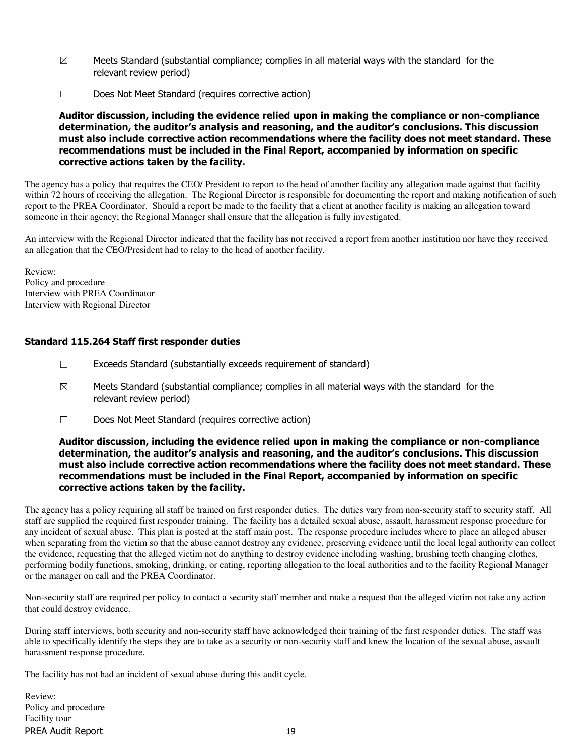☒ Meets Standard (substantial compliance; complies in all material ways with the standard for the relevant review period)

☐ Does Not Meet Standard (requires corrective action)

**Auditor discussion, including the evidence relied upon in making the compliance or non-compliance determination, the auditor's analysis and reasoning, and the auditor's conclusions. This discussion must also include corrective action recommendations where the facility does not meet standard. These recommendations must be included in the Final Report, accompanied by information on specific corrective actions taken by the facility.**

The agency has a policy that requires the CEO/ President to report to the head of another facility any allegation made against that facility within 72 hours of receiving the allegation. The Regional Director is responsible for documenting the report and making notification of such report to the PREA Coordinator. Should a report be made to the facility that a client at another facility is making an allegation toward someone in their agency; the Regional Manager shall ensure that the allegation is fully investigated.

An interview with the Regional Director indicated that the facility has not received a report from another institution nor have they received an allegation that the CEO/President had to relay to the head of another facility.

Review:
Policy and procedure
Interview with PREA Coordinator
Interview with Regional Director

### Standard 115.264 Staff first responder duties

☐ Exceeds Standard (substantially exceeds requirement of standard)

☒ Meets Standard (substantial compliance; complies in all material ways with the standard for the relevant review period)

☐ Does Not Meet Standard (requires corrective action)

**Auditor discussion, including the evidence relied upon in making the compliance or non-compliance determination, the auditor's analysis and reasoning, and the auditor's conclusions. This discussion must also include corrective action recommendations where the facility does not meet standard. These recommendations must be included in the Final Report, accompanied by information on specific corrective actions taken by the facility.**

The agency has a policy requiring all staff be trained on first responder duties. The duties vary from non-security staff to security staff. All staff are supplied the required first responder training. The facility has a detailed sexual abuse, assault, harassment response procedure for any incident of sexual abuse. This plan is posted at the staff main post. The response procedure includes where to place an alleged abuser when separating from the victim so that the abuse cannot destroy any evidence, preserving evidence until the local legal authority can collect the evidence, requesting that the alleged victim not do anything to destroy evidence including washing, brushing teeth changing clothes, performing bodily functions, smoking, drinking, or eating, reporting allegation to the local authorities and to the facility Regional Manager or the manager on call and the PREA Coordinator.

Non-security staff are required per policy to contact a security staff member and make a request that the alleged victim not take any action that could destroy evidence.

During staff interviews, both security and non-security staff have acknowledged their training of the first responder duties. The staff was able to specifically identify the steps they are to take as a security or non-security staff and knew the location of the sexual abuse, assault harassment response procedure.

The facility has not had an incident of sexual abuse during this audit cycle.

Review:
Policy and procedure
Facility tour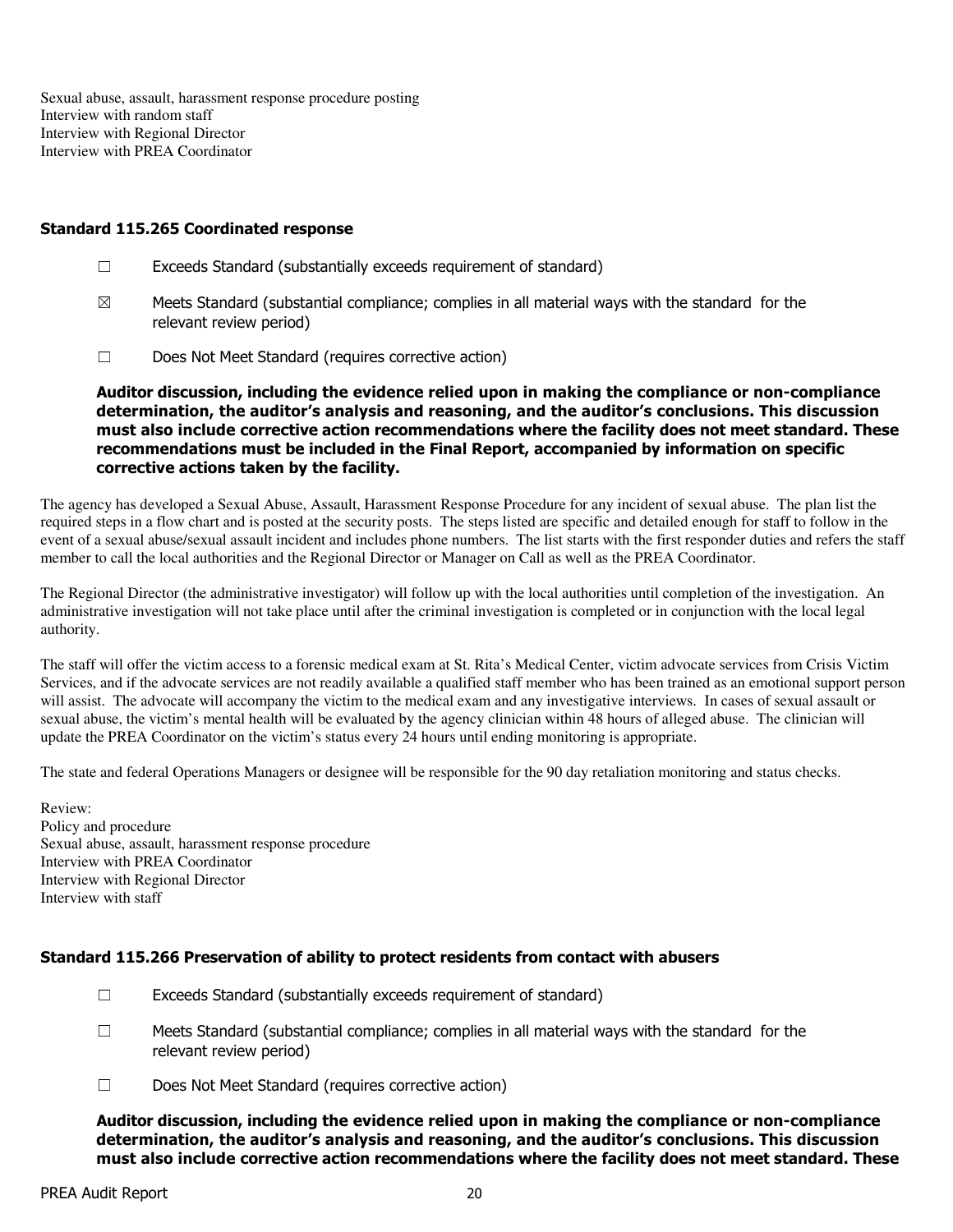Sexual abuse, assault, harassment response procedure posting
Interview with random staff
Interview with Regional Director
Interview with PREA Coordinator

### Standard 115.265 Coordinated response

☐ Exceeds Standard (substantially exceeds requirement of standard)

☒ Meets Standard (substantial compliance; complies in all material ways with the standard for the relevant review period)

☐ Does Not Meet Standard (requires corrective action)

**Auditor discussion, including the evidence relied upon in making the compliance or non-compliance determination, the auditor's analysis and reasoning, and the auditor's conclusions. This discussion must also include corrective action recommendations where the facility does not meet standard. These recommendations must be included in the Final Report, accompanied by information on specific corrective actions taken by the facility.**

The agency has developed a Sexual Abuse, Assault, Harassment Response Procedure for any incident of sexual abuse. The plan list the required steps in a flow chart and is posted at the security posts. The steps listed are specific and detailed enough for staff to follow in the event of a sexual abuse/sexual assault incident and includes phone numbers. The list starts with the first responder duties and refers the staff member to call the local authorities and the Regional Director or Manager on Call as well as the PREA Coordinator.

The Regional Director (the administrative investigator) will follow up with the local authorities until completion of the investigation. An administrative investigation will not take place until after the criminal investigation is completed or in conjunction with the local legal authority.

The staff will offer the victim access to a forensic medical exam at St. Rita's Medical Center, victim advocate services from Crisis Victim Services, and if the advocate services are not readily available a qualified staff member who has been trained as an emotional support person will assist. The advocate will accompany the victim to the medical exam and any investigative interviews. In cases of sexual assault or sexual abuse, the victim's mental health will be evaluated by the agency clinician within 48 hours of alleged abuse. The clinician will update the PREA Coordinator on the victim's status every 24 hours until ending monitoring is appropriate.

The state and federal Operations Managers or designee will be responsible for the 90 day retaliation monitoring and status checks.

Review:
Policy and procedure
Sexual abuse, assault, harassment response procedure
Interview with PREA Coordinator
Interview with Regional Director
Interview with staff

### Standard 115.266 Preservation of ability to protect residents from contact with abusers

☐ Exceeds Standard (substantially exceeds requirement of standard)

☐ Meets Standard (substantial compliance; complies in all material ways with the standard for the relevant review period)

☐ Does Not Meet Standard (requires corrective action)

**Auditor discussion, including the evidence relied upon in making the compliance or non-compliance determination, the auditor's analysis and reasoning, and the auditor's conclusions. This discussion must also include corrective action recommendations where the facility does not meet standard. These**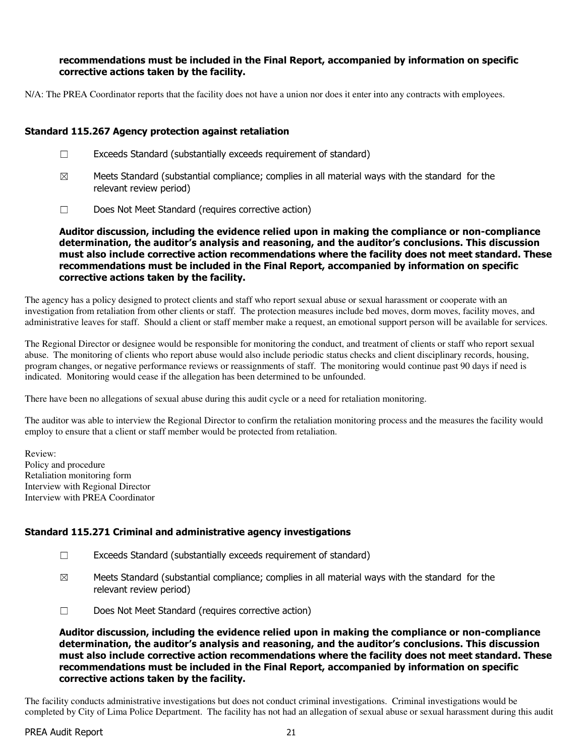**recommendations must be included in the Final Report, accompanied by information on specific corrective actions taken by the facility.**

N/A: The PREA Coordinator reports that the facility does not have a union nor does it enter into any contracts with employees.

### Standard 115.267 Agency protection against retaliation

☐ Exceeds Standard (substantially exceeds requirement of standard)

☒ Meets Standard (substantial compliance; complies in all material ways with the standard for the relevant review period)

☐ Does Not Meet Standard (requires corrective action)

**Auditor discussion, including the evidence relied upon in making the compliance or non-compliance determination, the auditor's analysis and reasoning, and the auditor's conclusions. This discussion must also include corrective action recommendations where the facility does not meet standard. These recommendations must be included in the Final Report, accompanied by information on specific corrective actions taken by the facility.**

The agency has a policy designed to protect clients and staff who report sexual abuse or sexual harassment or cooperate with an investigation from retaliation from other clients or staff. The protection measures include bed moves, dorm moves, facility moves, and administrative leaves for staff. Should a client or staff member make a request, an emotional support person will be available for services.

The Regional Director or designee would be responsible for monitoring the conduct, and treatment of clients or staff who report sexual abuse. The monitoring of clients who report abuse would also include periodic status checks and client disciplinary records, housing, program changes, or negative performance reviews or reassignments of staff. The monitoring would continue past 90 days if need is indicated. Monitoring would cease if the allegation has been determined to be unfounded.

There have been no allegations of sexual abuse during this audit cycle or a need for retaliation monitoring.

The auditor was able to interview the Regional Director to confirm the retaliation monitoring process and the measures the facility would employ to ensure that a client or staff member would be protected from retaliation.

Review:
Policy and procedure
Retaliation monitoring form
Interview with Regional Director
Interview with PREA Coordinator

### Standard 115.271 Criminal and administrative agency investigations

☐ Exceeds Standard (substantially exceeds requirement of standard)

☒ Meets Standard (substantial compliance; complies in all material ways with the standard for the relevant review period)

☐ Does Not Meet Standard (requires corrective action)

**Auditor discussion, including the evidence relied upon in making the compliance or non-compliance determination, the auditor's analysis and reasoning, and the auditor's conclusions. This discussion must also include corrective action recommendations where the facility does not meet standard. These recommendations must be included in the Final Report, accompanied by information on specific corrective actions taken by the facility.**

The facility conducts administrative investigations but does not conduct criminal investigations. Criminal investigations would be completed by City of Lima Police Department. The facility has not had an allegation of sexual abuse or sexual harassment during this audit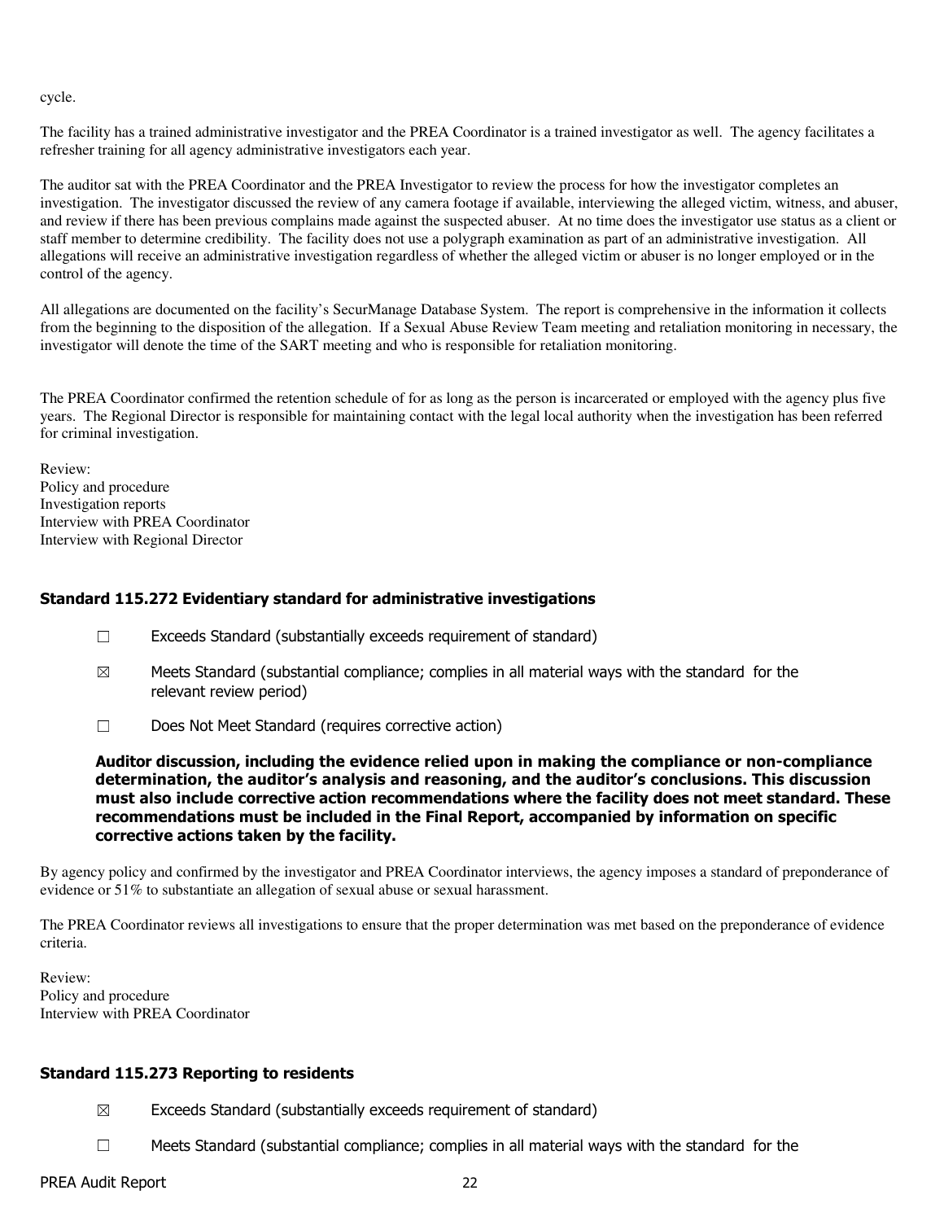cycle.

The facility has a trained administrative investigator and the PREA Coordinator is a trained investigator as well. The agency facilitates a refresher training for all agency administrative investigators each year.

The auditor sat with the PREA Coordinator and the PREA Investigator to review the process for how the investigator completes an investigation. The investigator discussed the review of any camera footage if available, interviewing the alleged victim, witness, and abuser, and review if there has been previous complains made against the suspected abuser. At no time does the investigator use status as a client or staff member to determine credibility. The facility does not use a polygraph examination as part of an administrative investigation. All allegations will receive an administrative investigation regardless of whether the alleged victim or abuser is no longer employed or in the control of the agency.

All allegations are documented on the facility's SecurManage Database System. The report is comprehensive in the information it collects from the beginning to the disposition of the allegation. If a Sexual Abuse Review Team meeting and retaliation monitoring in necessary, the investigator will denote the time of the SART meeting and who is responsible for retaliation monitoring.

The PREA Coordinator confirmed the retention schedule of for as long as the person is incarcerated or employed with the agency plus five years. The Regional Director is responsible for maintaining contact with the legal local authority when the investigation has been referred for criminal investigation.

Review:
Policy and procedure
Investigation reports
Interview with PREA Coordinator
Interview with Regional Director

### Standard 115.272 Evidentiary standard for administrative investigations

☐ Exceeds Standard (substantially exceeds requirement of standard)

☒ Meets Standard (substantial compliance; complies in all material ways with the standard for the relevant review period)

☐ Does Not Meet Standard (requires corrective action)

**Auditor discussion, including the evidence relied upon in making the compliance or non-compliance determination, the auditor's analysis and reasoning, and the auditor's conclusions. This discussion must also include corrective action recommendations where the facility does not meet standard. These recommendations must be included in the Final Report, accompanied by information on specific corrective actions taken by the facility.**

By agency policy and confirmed by the investigator and PREA Coordinator interviews, the agency imposes a standard of preponderance of evidence or 51% to substantiate an allegation of sexual abuse or sexual harassment.

The PREA Coordinator reviews all investigations to ensure that the proper determination was met based on the preponderance of evidence criteria.

Review:
Policy and procedure
Interview with PREA Coordinator

### Standard 115.273 Reporting to residents

☒ Exceeds Standard (substantially exceeds requirement of standard)

☐ Meets Standard (substantial compliance; complies in all material ways with the standard for the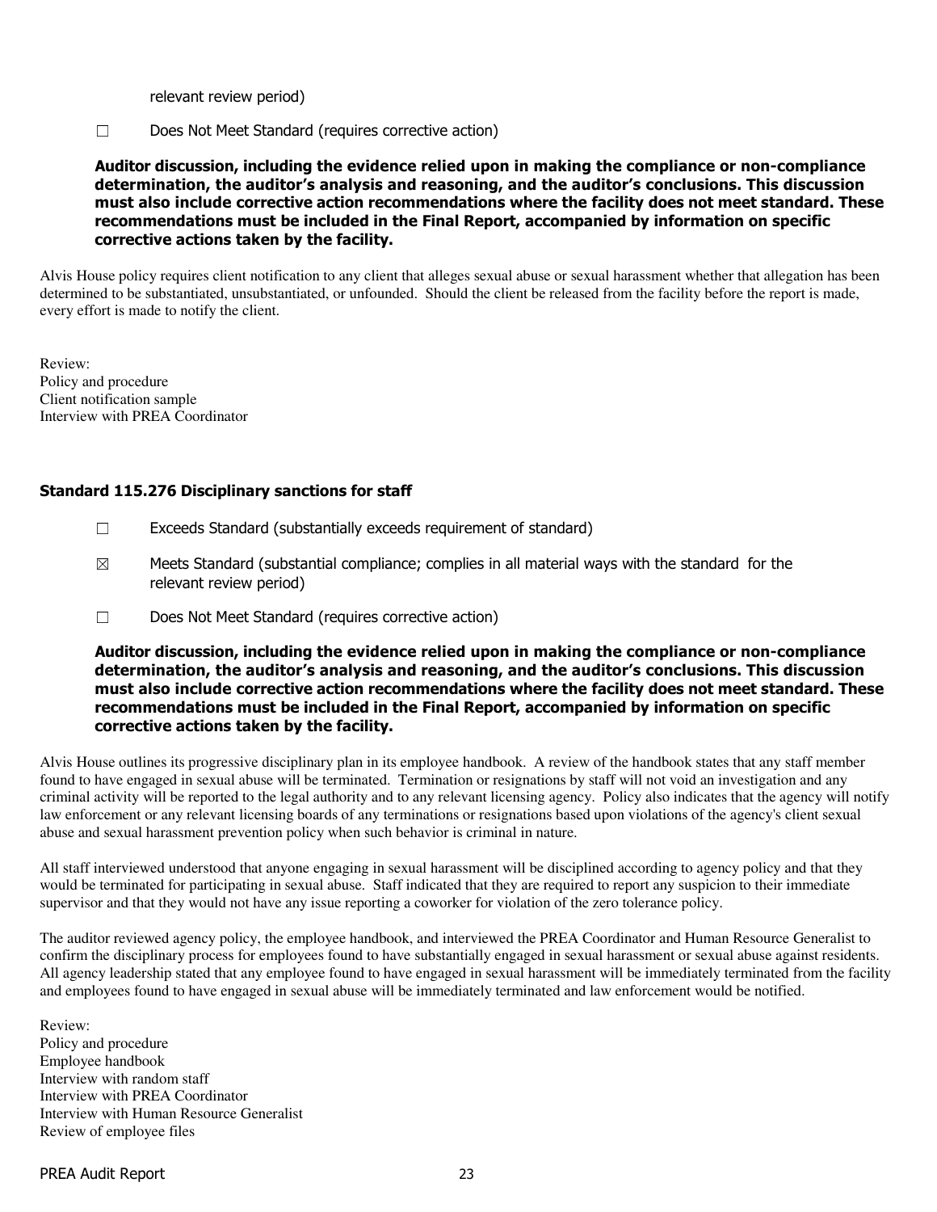relevant review period)

☐ Does Not Meet Standard (requires corrective action)

**Auditor discussion, including the evidence relied upon in making the compliance or non-compliance determination, the auditor's analysis and reasoning, and the auditor's conclusions. This discussion must also include corrective action recommendations where the facility does not meet standard. These recommendations must be included in the Final Report, accompanied by information on specific corrective actions taken by the facility.**

Alvis House policy requires client notification to any client that alleges sexual abuse or sexual harassment whether that allegation has been determined to be substantiated, unsubstantiated, or unfounded. Should the client be released from the facility before the report is made, every effort is made to notify the client.

Review:
Policy and procedure
Client notification sample
Interview with PREA Coordinator

### Standard 115.276 Disciplinary sanctions for staff

☐ Exceeds Standard (substantially exceeds requirement of standard)

☒ Meets Standard (substantial compliance; complies in all material ways with the standard for the relevant review period)

☐ Does Not Meet Standard (requires corrective action)

**Auditor discussion, including the evidence relied upon in making the compliance or non-compliance determination, the auditor's analysis and reasoning, and the auditor's conclusions. This discussion must also include corrective action recommendations where the facility does not meet standard. These recommendations must be included in the Final Report, accompanied by information on specific corrective actions taken by the facility.**

Alvis House outlines its progressive disciplinary plan in its employee handbook. A review of the handbook states that any staff member found to have engaged in sexual abuse will be terminated. Termination or resignations by staff will not void an investigation and any criminal activity will be reported to the legal authority and to any relevant licensing agency. Policy also indicates that the agency will notify law enforcement or any relevant licensing boards of any terminations or resignations based upon violations of the agency's client sexual abuse and sexual harassment prevention policy when such behavior is criminal in nature.

All staff interviewed understood that anyone engaging in sexual harassment will be disciplined according to agency policy and that they would be terminated for participating in sexual abuse. Staff indicated that they are required to report any suspicion to their immediate supervisor and that they would not have any issue reporting a coworker for violation of the zero tolerance policy.

The auditor reviewed agency policy, the employee handbook, and interviewed the PREA Coordinator and Human Resource Generalist to confirm the disciplinary process for employees found to have substantially engaged in sexual harassment or sexual abuse against residents. All agency leadership stated that any employee found to have engaged in sexual harassment will be immediately terminated from the facility and employees found to have engaged in sexual abuse will be immediately terminated and law enforcement would be notified.

Review:
Policy and procedure
Employee handbook
Interview with random staff
Interview with PREA Coordinator
Interview with Human Resource Generalist
Review of employee files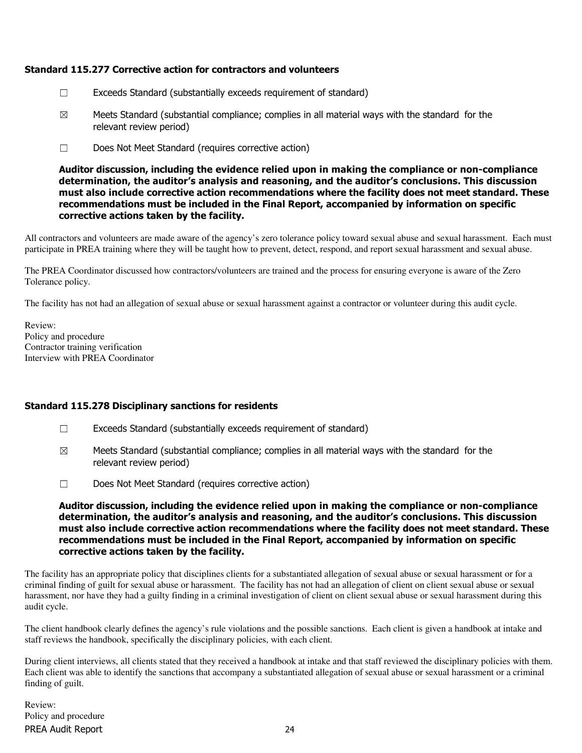### Standard 115.277 Corrective action for contractors and volunteers

☐ Exceeds Standard (substantially exceeds requirement of standard)

☒ Meets Standard (substantial compliance; complies in all material ways with the standard for the relevant review period)

☐ Does Not Meet Standard (requires corrective action)

**Auditor discussion, including the evidence relied upon in making the compliance or non-compliance determination, the auditor's analysis and reasoning, and the auditor's conclusions. This discussion must also include corrective action recommendations where the facility does not meet standard. These recommendations must be included in the Final Report, accompanied by information on specific corrective actions taken by the facility.**

All contractors and volunteers are made aware of the agency's zero tolerance policy toward sexual abuse and sexual harassment. Each must participate in PREA training where they will be taught how to prevent, detect, respond, and report sexual harassment and sexual abuse.

The PREA Coordinator discussed how contractors/volunteers are trained and the process for ensuring everyone is aware of the Zero Tolerance policy.

The facility has not had an allegation of sexual abuse or sexual harassment against a contractor or volunteer during this audit cycle.

Review:
Policy and procedure
Contractor training verification
Interview with PREA Coordinator

### Standard 115.278 Disciplinary sanctions for residents

☐ Exceeds Standard (substantially exceeds requirement of standard)

☒ Meets Standard (substantial compliance; complies in all material ways with the standard for the relevant review period)

☐ Does Not Meet Standard (requires corrective action)

**Auditor discussion, including the evidence relied upon in making the compliance or non-compliance determination, the auditor's analysis and reasoning, and the auditor's conclusions. This discussion must also include corrective action recommendations where the facility does not meet standard. These recommendations must be included in the Final Report, accompanied by information on specific corrective actions taken by the facility.**

The facility has an appropriate policy that disciplines clients for a substantiated allegation of sexual abuse or sexual harassment or for a criminal finding of guilt for sexual abuse or harassment. The facility has not had an allegation of client on client sexual abuse or sexual harassment, nor have they had a guilty finding in a criminal investigation of client on client sexual abuse or sexual harassment during this audit cycle.

The client handbook clearly defines the agency's rule violations and the possible sanctions. Each client is given a handbook at intake and staff reviews the handbook, specifically the disciplinary policies, with each client.

During client interviews, all clients stated that they received a handbook at intake and that staff reviewed the disciplinary policies with them. Each client was able to identify the sanctions that accompany a substantiated allegation of sexual abuse or sexual harassment or a criminal finding of guilt.

Review:
Policy and procedure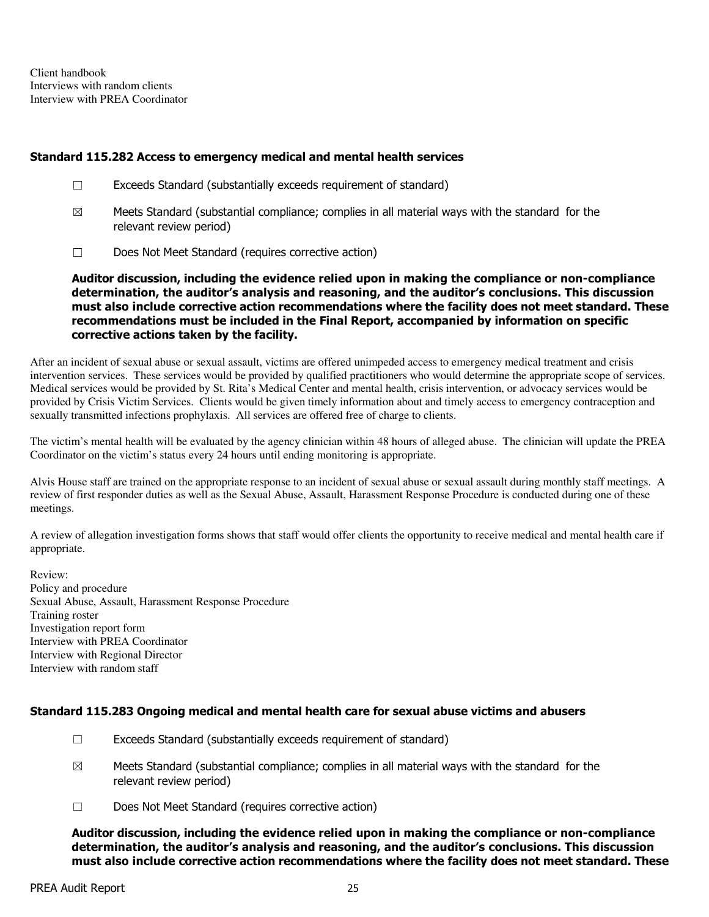Client handbook
Interviews with random clients
Interview with PREA Coordinator

### Standard 115.282 Access to emergency medical and mental health services

☐ Exceeds Standard (substantially exceeds requirement of standard)

☒ Meets Standard (substantial compliance; complies in all material ways with the standard for the relevant review period)

☐ Does Not Meet Standard (requires corrective action)

**Auditor discussion, including the evidence relied upon in making the compliance or non-compliance determination, the auditor's analysis and reasoning, and the auditor's conclusions. This discussion must also include corrective action recommendations where the facility does not meet standard. These recommendations must be included in the Final Report, accompanied by information on specific corrective actions taken by the facility.**

After an incident of sexual abuse or sexual assault, victims are offered unimpeded access to emergency medical treatment and crisis intervention services. These services would be provided by qualified practitioners who would determine the appropriate scope of services. Medical services would be provided by St. Rita's Medical Center and mental health, crisis intervention, or advocacy services would be provided by Crisis Victim Services. Clients would be given timely information about and timely access to emergency contraception and sexually transmitted infections prophylaxis. All services are offered free of charge to clients.

The victim's mental health will be evaluated by the agency clinician within 48 hours of alleged abuse. The clinician will update the PREA Coordinator on the victim's status every 24 hours until ending monitoring is appropriate.

Alvis House staff are trained on the appropriate response to an incident of sexual abuse or sexual assault during monthly staff meetings. A review of first responder duties as well as the Sexual Abuse, Assault, Harassment Response Procedure is conducted during one of these meetings.

A review of allegation investigation forms shows that staff would offer clients the opportunity to receive medical and mental health care if appropriate.

Review:
Policy and procedure
Sexual Abuse, Assault, Harassment Response Procedure
Training roster
Investigation report form
Interview with PREA Coordinator
Interview with Regional Director
Interview with random staff

### Standard 115.283 Ongoing medical and mental health care for sexual abuse victims and abusers

☐ Exceeds Standard (substantially exceeds requirement of standard)

☒ Meets Standard (substantial compliance; complies in all material ways with the standard for the relevant review period)

☐ Does Not Meet Standard (requires corrective action)

**Auditor discussion, including the evidence relied upon in making the compliance or non-compliance determination, the auditor's analysis and reasoning, and the auditor's conclusions. This discussion must also include corrective action recommendations where the facility does not meet standard. These**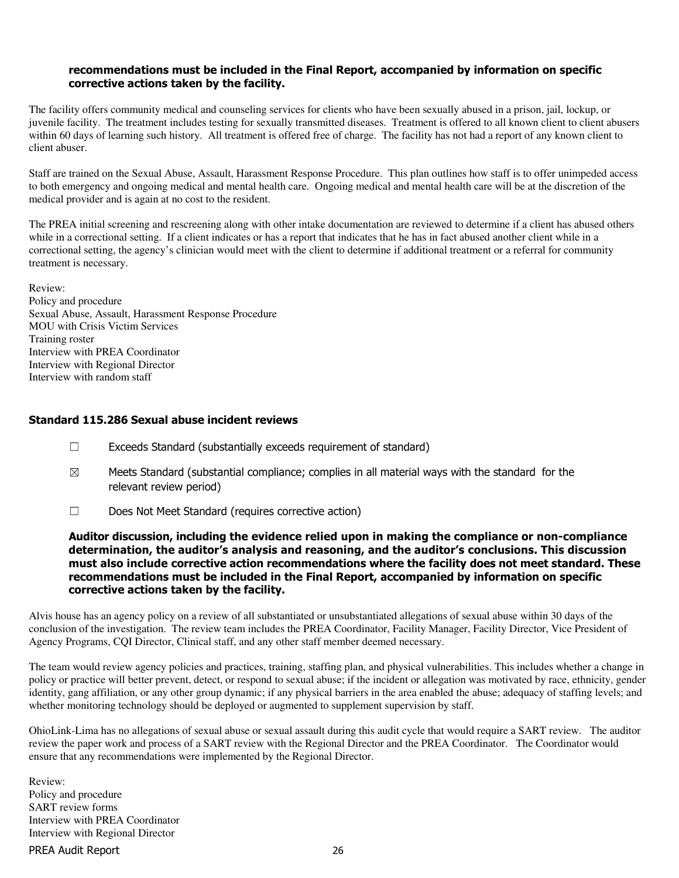**recommendations must be included in the Final Report, accompanied by information on specific corrective actions taken by the facility.**

The facility offers community medical and counseling services for clients who have been sexually abused in a prison, jail, lockup, or juvenile facility. The treatment includes testing for sexually transmitted diseases. Treatment is offered to all known client to client abusers within 60 days of learning such history. All treatment is offered free of charge. The facility has not had a report of any known client to client abuser.

Staff are trained on the Sexual Abuse, Assault, Harassment Response Procedure. This plan outlines how staff is to offer unimpeded access to both emergency and ongoing medical and mental health care. Ongoing medical and mental health care will be at the discretion of the medical provider and is again at no cost to the resident.

The PREA initial screening and rescreening along with other intake documentation are reviewed to determine if a client has abused others while in a correctional setting. If a client indicates or has a report that indicates that he has in fact abused another client while in a correctional setting, the agency's clinician would meet with the client to determine if additional treatment or a referral for community treatment is necessary.

Review:
Policy and procedure
Sexual Abuse, Assault, Harassment Response Procedure
MOU with Crisis Victim Services
Training roster
Interview with PREA Coordinator
Interview with Regional Director
Interview with random staff

### Standard 115.286 Sexual abuse incident reviews

☐ Exceeds Standard (substantially exceeds requirement of standard)

☒ Meets Standard (substantial compliance; complies in all material ways with the standard for the relevant review period)

☐ Does Not Meet Standard (requires corrective action)

**Auditor discussion, including the evidence relied upon in making the compliance or non-compliance determination, the auditor's analysis and reasoning, and the auditor's conclusions. This discussion must also include corrective action recommendations where the facility does not meet standard. These recommendations must be included in the Final Report, accompanied by information on specific corrective actions taken by the facility.**

Alvis house has an agency policy on a review of all substantiated or unsubstantiated allegations of sexual abuse within 30 days of the conclusion of the investigation. The review team includes the PREA Coordinator, Facility Manager, Facility Director, Vice President of Agency Programs, CQI Director, Clinical staff, and any other staff member deemed necessary.

The team would review agency policies and practices, training, staffing plan, and physical vulnerabilities. This includes whether a change in policy or practice will better prevent, detect, or respond to sexual abuse; if the incident or allegation was motivated by race, ethnicity, gender identity, gang affiliation, or any other group dynamic; if any physical barriers in the area enabled the abuse; adequacy of staffing levels; and whether monitoring technology should be deployed or augmented to supplement supervision by staff.

OhioLink-Lima has no allegations of sexual abuse or sexual assault during this audit cycle that would require a SART review. The auditor review the paper work and process of a SART review with the Regional Director and the PREA Coordinator. The Coordinator would ensure that any recommendations were implemented by the Regional Director.

Review:
Policy and procedure
SART review forms
Interview with PREA Coordinator
Interview with Regional Director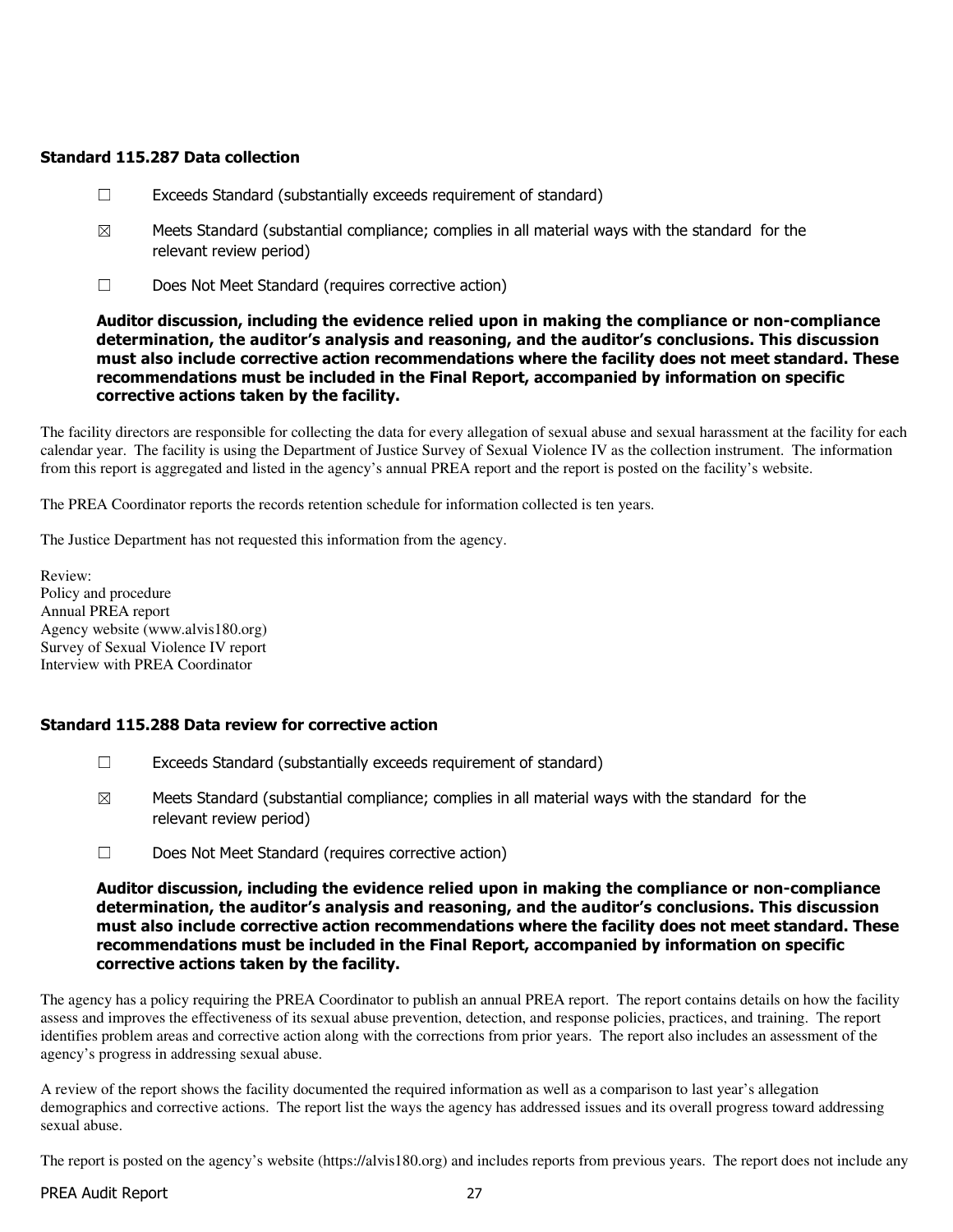### Standard 115.287 Data collection

☐ Exceeds Standard (substantially exceeds requirement of standard)

☒ Meets Standard (substantial compliance; complies in all material ways with the standard for the relevant review period)

☐ Does Not Meet Standard (requires corrective action)

**Auditor discussion, including the evidence relied upon in making the compliance or non-compliance determination, the auditor's analysis and reasoning, and the auditor's conclusions. This discussion must also include corrective action recommendations where the facility does not meet standard. These recommendations must be included in the Final Report, accompanied by information on specific corrective actions taken by the facility.**

The facility directors are responsible for collecting the data for every allegation of sexual abuse and sexual harassment at the facility for each calendar year. The facility is using the Department of Justice Survey of Sexual Violence IV as the collection instrument. The information from this report is aggregated and listed in the agency's annual PREA report and the report is posted on the facility's website.

The PREA Coordinator reports the records retention schedule for information collected is ten years.

The Justice Department has not requested this information from the agency.

Review:
Policy and procedure
Annual PREA report
Agency website (www.alvis180.org)
Survey of Sexual Violence IV report
Interview with PREA Coordinator

### Standard 115.288 Data review for corrective action

☐ Exceeds Standard (substantially exceeds requirement of standard)

☒ Meets Standard (substantial compliance; complies in all material ways with the standard for the relevant review period)

☐ Does Not Meet Standard (requires corrective action)

**Auditor discussion, including the evidence relied upon in making the compliance or non-compliance determination, the auditor's analysis and reasoning, and the auditor's conclusions. This discussion must also include corrective action recommendations where the facility does not meet standard. These recommendations must be included in the Final Report, accompanied by information on specific corrective actions taken by the facility.**

The agency has a policy requiring the PREA Coordinator to publish an annual PREA report. The report contains details on how the facility assess and improves the effectiveness of its sexual abuse prevention, detection, and response policies, practices, and training. The report identifies problem areas and corrective action along with the corrections from prior years. The report also includes an assessment of the agency's progress in addressing sexual abuse.

A review of the report shows the facility documented the required information as well as a comparison to last year's allegation demographics and corrective actions. The report list the ways the agency has addressed issues and its overall progress toward addressing sexual abuse.

The report is posted on the agency's website (https://alvis180.org) and includes reports from previous years. The report does not include any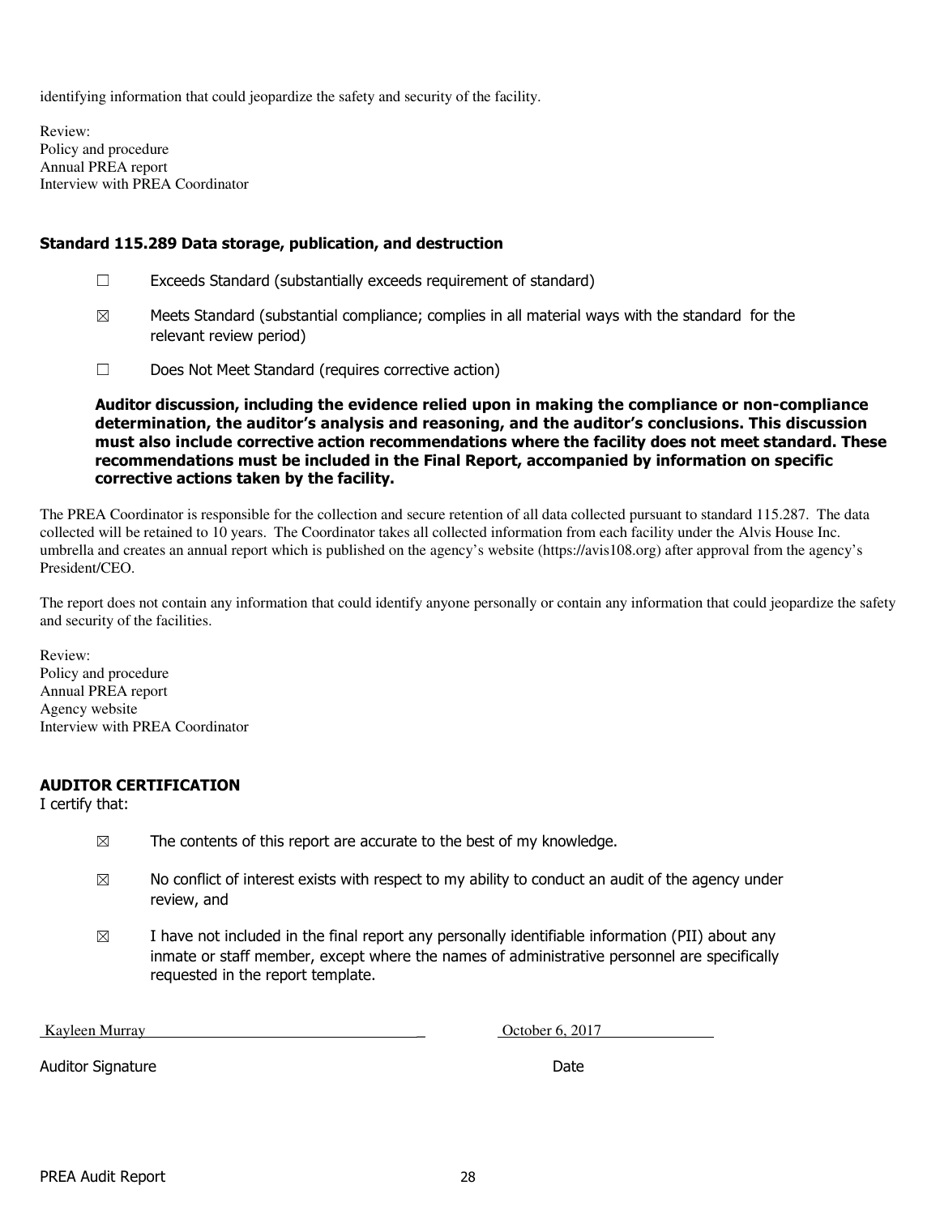identifying information that could jeopardize the safety and security of the facility.

Review:
Policy and procedure
Annual PREA report
Interview with PREA Coordinator

### Standard 115.289 Data storage, publication, and destruction

☐ Exceeds Standard (substantially exceeds requirement of standard)

☒ Meets Standard (substantial compliance; complies in all material ways with the standard for the relevant review period)

☐ Does Not Meet Standard (requires corrective action)

**Auditor discussion, including the evidence relied upon in making the compliance or non-compliance determination, the auditor's analysis and reasoning, and the auditor's conclusions. This discussion must also include corrective action recommendations where the facility does not meet standard. These recommendations must be included in the Final Report, accompanied by information on specific corrective actions taken by the facility.**

The PREA Coordinator is responsible for the collection and secure retention of all data collected pursuant to standard 115.287. The data collected will be retained to 10 years. The Coordinator takes all collected information from each facility under the Alvis House Inc. umbrella and creates an annual report which is published on the agency's website (https://avis108.org) after approval from the agency's President/CEO.

The report does not contain any information that could identify anyone personally or contain any information that could jeopardize the safety and security of the facilities.

Review:
Policy and procedure
Annual PREA report
Agency website
Interview with PREA Coordinator

### AUDITOR CERTIFICATION

I certify that:

☒ The contents of this report are accurate to the best of my knowledge.

☒ No conflict of interest exists with respect to my ability to conduct an audit of the agency under review, and

☒ I have not included in the final report any personally identifiable information (PII) about any inmate or staff member, except where the names of administrative personnel are specifically requested in the report template.

Kayleen Murray — October 6, 2017

Auditor Signature — Date